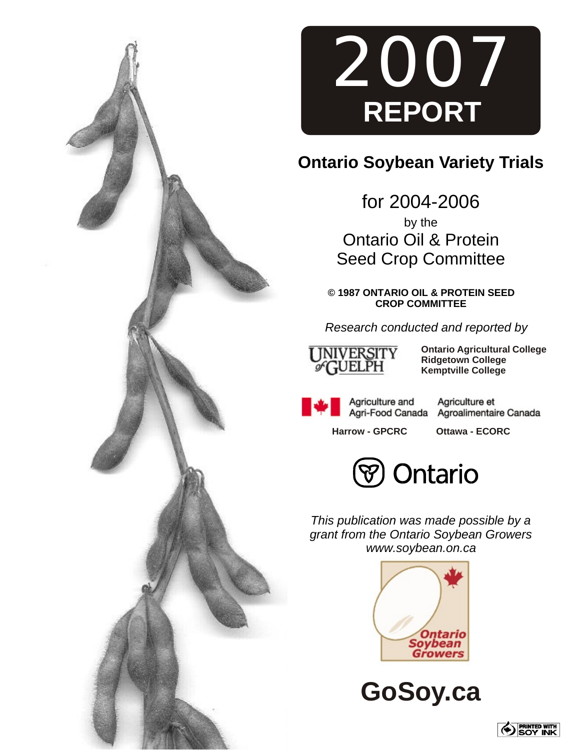# 2007 REPORT

## Ontario Soybean Variety Trials

for 2004-2006

by the

Ontario Oil & Protein Seed Crop Committee

**© 1987 ONTARIO OIL & PROTEIN SEED CROP COMMITTEE**

*Research conducted and reported by*

University of Guelph

**Ontario Agricultural College**
**Ridgetown College**
**Kemptville College**

Agriculture and Agri-Food Canada | Agriculture et Agroalimentaire Canada

**Harrow - GPCRC** | **Ottawa - ECORC**

Ontario

*This publication was made possible by a grant from the Ontario Soybean Growers www.soybean.on.ca*

Ontario Soybean Growers

# GoSoy.ca

PRINTED WITH SOY INK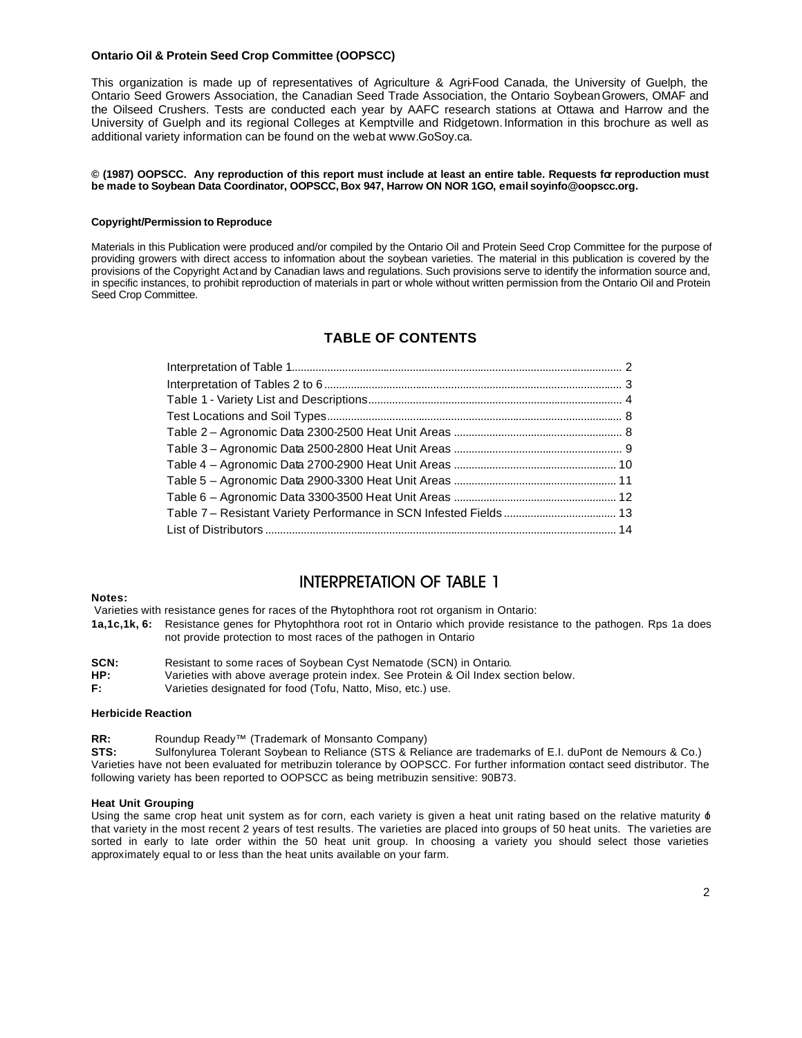**Ontario Oil & Protein Seed Crop Committee (OOPSCC)**

This organization is made up of representatives of Agriculture & Agri-Food Canada, the University of Guelph, the Ontario Seed Growers Association, the Canadian Seed Trade Association, the Ontario Soybean Growers, OMAF and the Oilseed Crushers. Tests are conducted each year by AAFC research stations at Ottawa and Harrow and the University of Guelph and its regional Colleges at Kemptville and Ridgetown. Information in this brochure as well as additional variety information can be found on the web at www.GoSoy.ca.

**© (1987) OOPSCC. Any reproduction of this report must include at least an entire table. Requests for reproduction must be made to Soybean Data Coordinator, OOPSCC, Box 947, Harrow ON NOR 1GO, email soyinfo@oopscc.org.**

**Copyright/Permission to Reproduce**

Materials in this Publication were produced and/or compiled by the Ontario Oil and Protein Seed Crop Committee for the purpose of providing growers with direct access to information about the soybean varieties. The material in this publication is covered by the provisions of the Copyright Act and by Canadian laws and regulations. Such provisions serve to identify the information source and, in specific instances, to prohibit reproduction of materials in part or whole without written permission from the Ontario Oil and Protein Seed Crop Committee.

## TABLE OF CONTENTS

- Interpretation of Table 1 ........ 2
- Interpretation of Tables 2 to 6 ........ 3
- Table 1 - Variety List and Descriptions ........ 4
- Test Locations and Soil Types ........ 8
- Table 2 – Agronomic Data 2300-2500 Heat Unit Areas ........ 8
- Table 3 – Agronomic Data 2500-2800 Heat Unit Areas ........ 9
- Table 4 – Agronomic Data 2700-2900 Heat Unit Areas ........ 10
- Table 5 – Agronomic Data 2900-3300 Heat Unit Areas ........ 11
- Table 6 – Agronomic Data 3300-3500 Heat Unit Areas ........ 12
- Table 7 – Resistant Variety Performance in SCN Infested Fields ........ 13
- List of Distributors ........ 14

## INTERPRETATION OF TABLE 1

**Notes:**

Varieties with resistance genes for races of the Phytophthora root rot organism in Ontario:

**1a,1c,1k, 6:** Resistance genes for Phytophthora root rot in Ontario which provide resistance to the pathogen. Rps 1a does not provide protection to most races of the pathogen in Ontario

**SCN:** Resistant to some races of Soybean Cyst Nematode (SCN) in Ontario.
**HP:** Varieties with above average protein index. See Protein & Oil Index section below.
**F:** Varieties designated for food (Tofu, Natto, Miso, etc.) use.

**Herbicide Reaction**

**RR:** Roundup Ready™ (Trademark of Monsanto Company)
**STS:** Sulfonylurea Tolerant Soybean to Reliance (STS & Reliance are trademarks of E.I. duPont de Nemours & Co.)
Varieties have not been evaluated for metribuzin tolerance by OOPSCC. For further information contact seed distributor. The following variety has been reported to OOPSCC as being metribuzin sensitive: 90B73.

**Heat Unit Grouping**

Using the same crop heat unit system as for corn, each variety is given a heat unit rating based on the relative maturity of that variety in the most recent 2 years of test results. The varieties are placed into groups of 50 heat units. The varieties are sorted in early to late order within the 50 heat unit group. In choosing a variety you should select those varieties approximately equal to or less than the heat units available on your farm.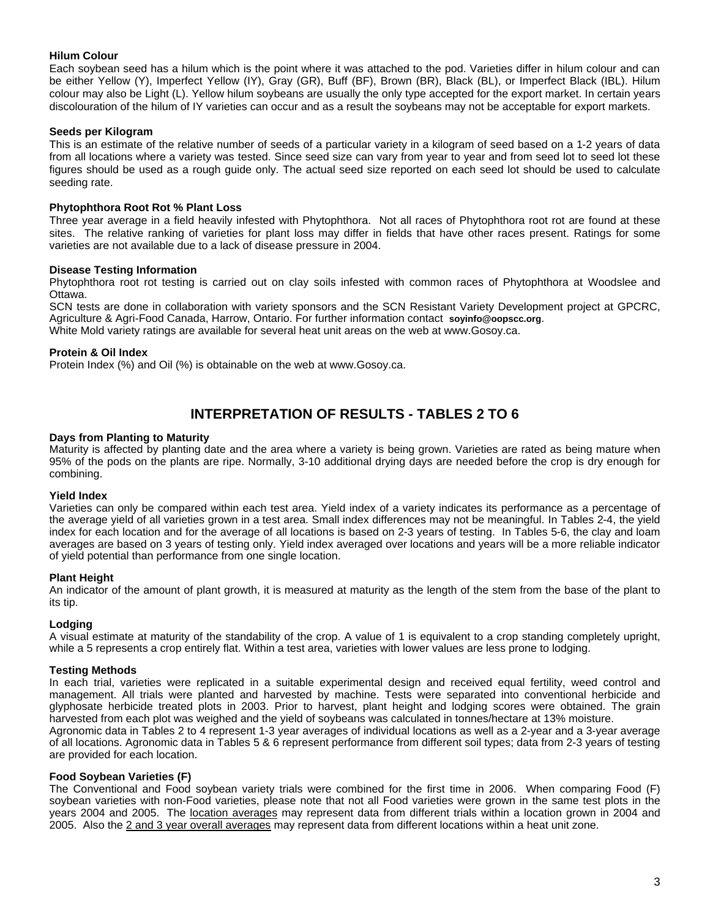**Hilum Colour**

Each soybean seed has a hilum which is the point where it was attached to the pod. Varieties differ in hilum colour and can be either Yellow (Y), Imperfect Yellow (IY), Gray (GR), Buff (BF), Brown (BR), Black (BL), or Imperfect Black (IBL). Hilum colour may also be Light (L). Yellow hilum soybeans are usually the only type accepted for the export market. In certain years discolouration of the hilum of IY varieties can occur and as a result the soybeans may not be acceptable for export markets.

**Seeds per Kilogram**

This is an estimate of the relative number of seeds of a particular variety in a kilogram of seed based on a 1-2 years of data from all locations where a variety was tested. Since seed size can vary from year to year and from seed lot to seed lot these figures should be used as a rough guide only. The actual seed size reported on each seed lot should be used to calculate seeding rate.

**Phytophthora Root Rot % Plant Loss**

Three year average in a field heavily infested with Phytophthora. Not all races of Phytophthora root rot are found at these sites. The relative ranking of varieties for plant loss may differ in fields that have other races present. Ratings for some varieties are not available due to a lack of disease pressure in 2004.

**Disease Testing Information**

Phytophthora root rot testing is carried out on clay soils infested with common races of Phytophthora at Woodslee and Ottawa.

SCN tests are done in collaboration with variety sponsors and the SCN Resistant Variety Development project at GPCRC, Agriculture & Agri-Food Canada, Harrow, Ontario. For further information contact **soyinfo@oopscc.org**.

White Mold variety ratings are available for several heat unit areas on the web at www.Gosoy.ca.

**Protein & Oil Index**

Protein Index (%) and Oil (%) is obtainable on the web at www.Gosoy.ca.

## INTERPRETATION OF RESULTS - TABLES 2 TO 6

**Days from Planting to Maturity**

Maturity is affected by planting date and the area where a variety is being grown. Varieties are rated as being mature when 95% of the pods on the plants are ripe. Normally, 3-10 additional drying days are needed before the crop is dry enough for combining.

**Yield Index**

Varieties can only be compared within each test area. Yield index of a variety indicates its performance as a percentage of the average yield of all varieties grown in a test area. Small index differences may not be meaningful. In Tables 2-4, the yield index for each location and for the average of all locations is based on 2-3 years of testing. In Tables 5-6, the clay and loam averages are based on 3 years of testing only. Yield index averaged over locations and years will be a more reliable indicator of yield potential than performance from one single location.

**Plant Height**

An indicator of the amount of plant growth, it is measured at maturity as the length of the stem from the base of the plant to its tip.

**Lodging**

A visual estimate at maturity of the standability of the crop. A value of 1 is equivalent to a crop standing completely upright, while a 5 represents a crop entirely flat. Within a test area, varieties with lower values are less prone to lodging.

**Testing Methods**

In each trial, varieties were replicated in a suitable experimental design and received equal fertility, weed control and management. All trials were planted and harvested by machine. Tests were separated into conventional herbicide and glyphosate herbicide treated plots in 2003. Prior to harvest, plant height and lodging scores were obtained. The grain harvested from each plot was weighed and the yield of soybeans was calculated in tonnes/hectare at 13% moisture.

Agronomic data in Tables 2 to 4 represent 1-3 year averages of individual locations as well as a 2-year and a 3-year average of all locations. Agronomic data in Tables 5 & 6 represent performance from different soil types; data from 2-3 years of testing are provided for each location.

**Food Soybean Varieties (F)**

The Conventional and Food soybean variety trials were combined for the first time in 2006. When comparing Food (F) soybean varieties with non-Food varieties, please note that not all Food varieties were grown in the same test plots in the years 2004 and 2005. The <u>location averages</u> may represent data from different trials within a location grown in 2004 and 2005. Also the <u>2 and 3 year overall averages</u> may represent data from different locations within a heat unit zone.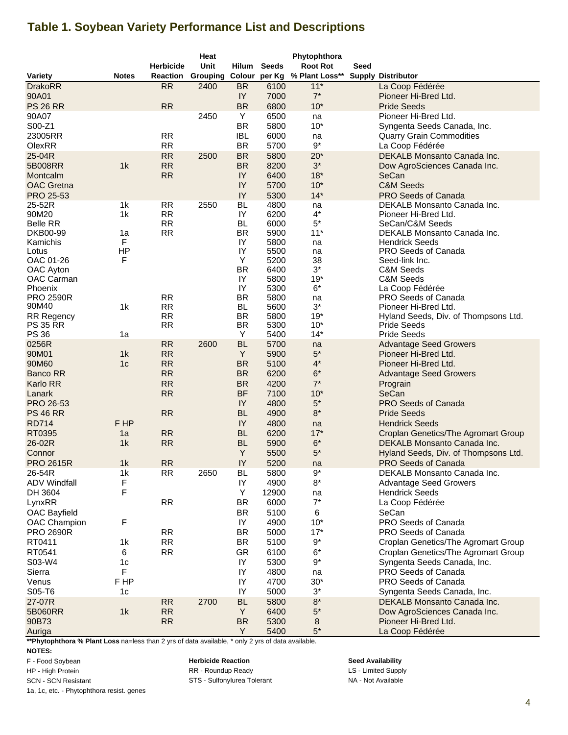## Table 1. Soybean Variety Performance List and Descriptions

| Variety | Notes | Herbicide Reaction | Heat Unit Grouping | Hilum Colour | Seeds per Kg | Phytophthora Root Rot % Plant Loss** | Seed Supply | Distributor |
|---|---|---|---|---|---|---|---|---|
| DrakoRR | | RR | 2400 | BR | 6100 | 11* | | La Coop Fédérée |
| 90A01 | | | | IY | 7000 | 7* | | Pioneer Hi-Bred Ltd. |
| PS 26 RR | | RR | | BR | 6800 | 10* | | Pride Seeds |
| 90A07 | | | 2450 | Y | 6500 | na | | Pioneer Hi-Bred Ltd. |
| S00-Z1 | | | | BR | 5800 | 10* | | Syngenta Seeds Canada, Inc. |
| 23005RR | | RR | | IBL | 6000 | na | | Quarry Grain Commodities |
| OlexRR | | RR | | BR | 5700 | 9* | | La Coop Fédérée |
| 25-04R | | RR | 2500 | BR | 5800 | 20* | | DEKALB Monsanto Canada Inc. |
| 5B008RR | 1k | RR | | BR | 8200 | 3* | | Dow AgroSciences Canada Inc. |
| Montcalm | | RR | | IY | 6400 | 18* | | SeCan |
| OAC Gretna | | | | IY | 5700 | 10* | | C&M Seeds |
| PRO 25-53 | | | | IY | 5300 | 14* | | PRO Seeds of Canada |
| 25-52R | 1k | RR | 2550 | BL | 4800 | na | | DEKALB Monsanto Canada Inc. |
| 90M20 | 1k | RR | | IY | 6200 | 4* | | Pioneer Hi-Bred Ltd. |
| Belle RR | | RR | | BL | 6000 | 5* | | SeCan/C&M Seeds |
| DKB00-99 | 1a | RR | | BR | 5900 | 11* | | DEKALB Monsanto Canada Inc. |
| Kamichis | F | | | IY | 5800 | na | | Hendrick Seeds |
| Lotus | HP | | | IY | 5500 | na | | PRO Seeds of Canada |
| OAC 01-26 | F | | | Y | 5200 | 38 | | Seed-link Inc. |
| OAC Ayton | | | | BR | 6400 | 3* | | C&M Seeds |
| OAC Carman | | | | IY | 5800 | 19* | | C&M Seeds |
| Phoenix | | | | IY | 5300 | 6* | | La Coop Fédérée |
| PRO 2590R | | RR | | BR | 5800 | na | | PRO Seeds of Canada |
| 90M40 | 1k | RR | | BL | 5600 | 3* | | Pioneer Hi-Bred Ltd. |
| RR Regency | | RR | | BR | 5800 | 19* | | Hyland Seeds, Div. of Thompsons Ltd. |
| PS 35 RR | | RR | | BR | 5300 | 10* | | Pride Seeds |
| PS 36 | 1a | | | Y | 5400 | 14* | | Pride Seeds |
| 0256R | | RR | 2600 | BL | 5700 | na | | Advantage Seed Growers |
| 90M01 | 1k | RR | | Y | 5900 | 5* | | Pioneer Hi-Bred Ltd. |
| 90M60 | 1c | RR | | BR | 5100 | 4* | | Pioneer Hi-Bred Ltd. |
| Banco RR | | RR | | BR | 6200 | 6* | | Advantage Seed Growers |
| Karlo RR | | RR | | BR | 4200 | 7* | | Prograin |
| Lanark | | RR | | BF | 7100 | 10* | | SeCan |
| PRO 26-53 | | | | IY | 4800 | 5* | | PRO Seeds of Canada |
| PS 46 RR | | RR | | BL | 4900 | 8* | | Pride Seeds |
| RD714 | F HP | | | IY | 4800 | na | | Hendrick Seeds |
| RT0395 | 1a | RR | | BL | 6200 | 17* | | Croplan Genetics/The Agromart Group |
| 26-02R | 1k | RR | | BL | 5900 | 6* | | DEKALB Monsanto Canada Inc. |
| Connor | | | | Y | 5500 | 5* | | Hyland Seeds, Div. of Thompsons Ltd. |
| PRO 2615R | 1k | RR | | IY | 5200 | na | | PRO Seeds of Canada |
| 26-54R | 1k | RR | 2650 | BL | 5800 | 9* | | DEKALB Monsanto Canada Inc. |
| ADV Windfall | F | | | IY | 4900 | 8* | | Advantage Seed Growers |
| DH 3604 | F | | | Y | 12900 | na | | Hendrick Seeds |
| LynxRR | | RR | | BR | 6000 | 7* | | La Coop Fédérée |
| OAC Bayfield | | | | BR | 5100 | 6 | | SeCan |
| OAC Champion | F | | | IY | 4900 | 10* | | PRO Seeds of Canada |
| PRO 2690R | | RR | | BR | 5000 | 17* | | PRO Seeds of Canada |
| RT0411 | 1k | RR | | BR | 5100 | 9* | | Croplan Genetics/The Agromart Group |
| RT0541 | 6 | RR | | GR | 6100 | 6* | | Croplan Genetics/The Agromart Group |
| S03-W4 | 1c | | | IY | 5300 | 9* | | Syngenta Seeds Canada, Inc. |
| Sierra | F | | | IY | 4800 | na | | PRO Seeds of Canada |
| Venus | F HP | | | IY | 4700 | 30* | | PRO Seeds of Canada |
| S05-T6 | 1c | | | IY | 5000 | 3* | | Syngenta Seeds Canada, Inc. |
| 27-07R | | RR | 2700 | BL | 5800 | 8* | | DEKALB Monsanto Canada Inc. |
| 5B060RR | 1k | RR | | Y | 6400 | 5* | | Dow AgroSciences Canada Inc. |
| 90B73 | | RR | | BR | 5300 | 8 | | Pioneer Hi-Bred Ltd. |
| Auriga | | | | Y | 5400 | 5* | | La Coop Fédérée |

**Phytophthora % Plant Loss** na=less than 2 yrs of data available, * only 2 yrs of data available.

**NOTES:**

F - Food Soybean
HP - High Protein
SCN - SCN Resistant
1a, 1c, etc. - Phytophthora resist. genes

**Herbicide Reaction**
RR - Roundup Ready
STS - Sulfonylurea Tolerant

**Seed Availability**
LS - Limited Supply
NA - Not Available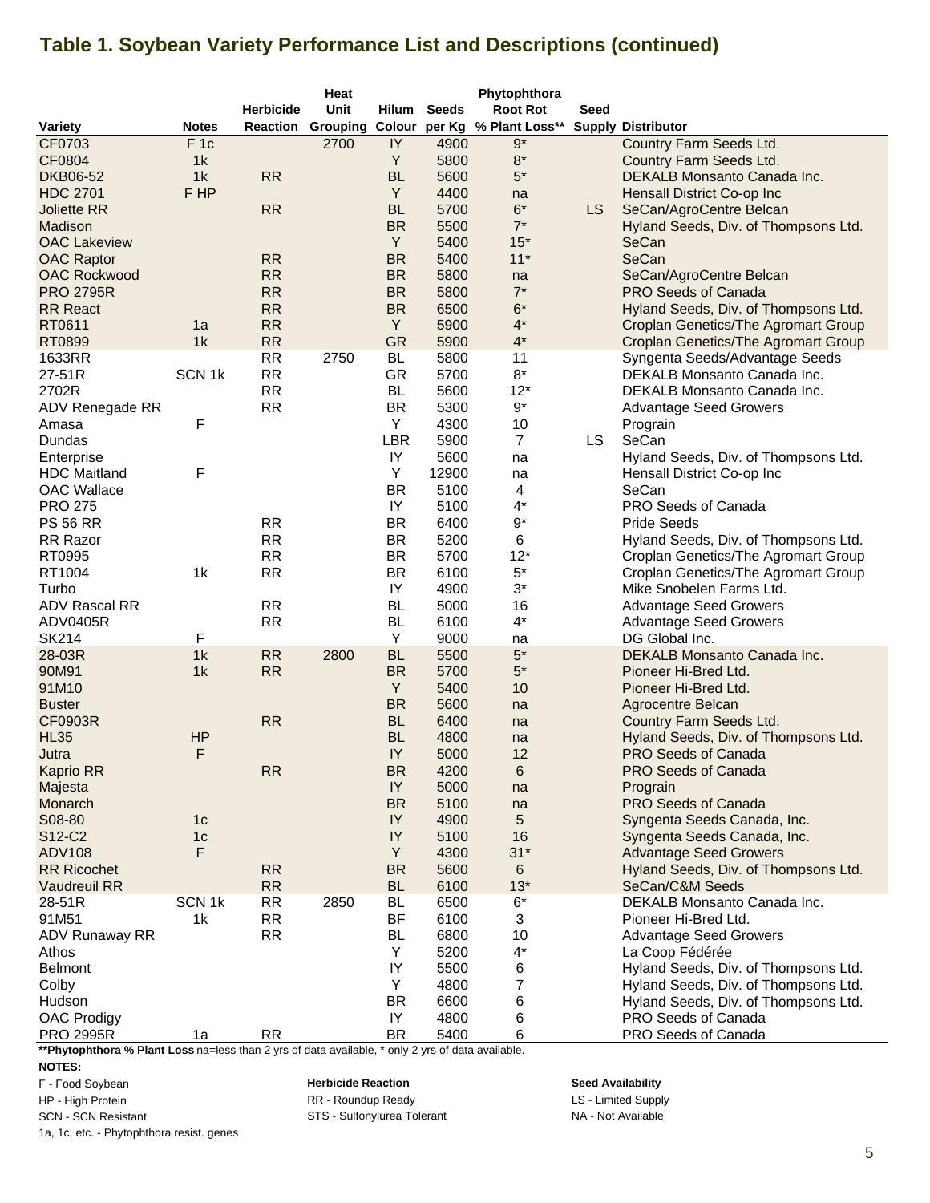## Table 1. Soybean Variety Performance List and Descriptions (continued)

| Variety | Notes | Herbicide Reaction | Heat Unit Grouping | Hilum Colour | Seeds per Kg | Phytophthora Root Rot % Plant Loss** | Seed Supply | Distributor |
|---|---|---|---|---|---|---|---|---|
| CF0703 | F 1c | | 2700 | IY | 4900 | 9* | | Country Farm Seeds Ltd. |
| CF0804 | 1k | | | Y | 5800 | 8* | | Country Farm Seeds Ltd. |
| DKB06-52 | 1k | RR | | BL | 5600 | 5* | | DEKALB Monsanto Canada Inc. |
| HDC 2701 | F HP | | | Y | 4400 | na | | Hensall District Co-op Inc |
| Joliette RR | | RR | | BL | 5700 | 6* | LS | SeCan/AgroCentre Belcan |
| Madison | | | | BR | 5500 | 7* | | Hyland Seeds, Div. of Thompsons Ltd. |
| OAC Lakeview | | | | Y | 5400 | 15* | | SeCan |
| OAC Raptor | | RR | | BR | 5400 | 11* | | SeCan |
| OAC Rockwood | | RR | | BR | 5800 | na | | SeCan/AgroCentre Belcan |
| PRO 2795R | | RR | | BR | 5800 | 7* | | PRO Seeds of Canada |
| RR React | | RR | | BR | 6500 | 6* | | Hyland Seeds, Div. of Thompsons Ltd. |
| RT0611 | 1a | RR | | Y | 5900 | 4* | | Croplan Genetics/The Agromart Group |
| RT0899 | 1k | RR | | GR | 5900 | 4* | | Croplan Genetics/The Agromart Group |
| 1633RR | | RR | 2750 | BL | 5800 | 11 | | Syngenta Seeds/Advantage Seeds |
| 27-51R | SCN 1k | RR | | GR | 5700 | 8* | | DEKALB Monsanto Canada Inc. |
| 2702R | | RR | | BL | 5600 | 12* | | DEKALB Monsanto Canada Inc. |
| ADV Renegade RR | | RR | | BR | 5300 | 9* | | Advantage Seed Growers |
| Amasa | F | | | Y | 4300 | 10 | | Prograin |
| Dundas | | | | LBR | 5900 | 7 | LS | SeCan |
| Enterprise | | | | IY | 5600 | na | | Hyland Seeds, Div. of Thompsons Ltd. |
| HDC Maitland | F | | | Y | 12900 | na | | Hensall District Co-op Inc |
| OAC Wallace | | | | BR | 5100 | 4 | | SeCan |
| PRO 275 | | | | IY | 5100 | 4* | | PRO Seeds of Canada |
| PS 56 RR | | RR | | BR | 6400 | 9* | | Pride Seeds |
| RR Razor | | RR | | BR | 5200 | 6 | | Hyland Seeds, Div. of Thompsons Ltd. |
| RT0995 | | RR | | BR | 5700 | 12* | | Croplan Genetics/The Agromart Group |
| RT1004 | 1k | RR | | BR | 6100 | 5* | | Croplan Genetics/The Agromart Group |
| Turbo | | | | IY | 4900 | 3* | | Mike Snobelen Farms Ltd. |
| ADV Rascal RR | | RR | | BL | 5000 | 16 | | Advantage Seed Growers |
| ADV0405R | | RR | | BL | 6100 | 4* | | Advantage Seed Growers |
| SK214 | F | | | Y | 9000 | na | | DG Global Inc. |
| 28-03R | 1k | RR | 2800 | BL | 5500 | 5* | | DEKALB Monsanto Canada Inc. |
| 90M91 | 1k | RR | | BR | 5700 | 5* | | Pioneer Hi-Bred Ltd. |
| 91M10 | | | | Y | 5400 | 10 | | Pioneer Hi-Bred Ltd. |
| Buster | | | | BR | 5600 | na | | Agrocentre Belcan |
| CF0903R | | RR | | BL | 6400 | na | | Country Farm Seeds Ltd. |
| HL35 | HP | | | BL | 4800 | na | | Hyland Seeds, Div. of Thompsons Ltd. |
| Jutra | F | | | IY | 5000 | 12 | | PRO Seeds of Canada |
| Kaprio RR | | RR | | BR | 4200 | 6 | | PRO Seeds of Canada |
| Majesta | | | | IY | 5000 | na | | Prograin |
| Monarch | | | | BR | 5100 | na | | PRO Seeds of Canada |
| S08-80 | 1c | | | IY | 4900 | 5 | | Syngenta Seeds Canada, Inc. |
| S12-C2 | 1c | | | IY | 5100 | 16 | | Syngenta Seeds Canada, Inc. |
| ADV108 | F | | | Y | 4300 | 31* | | Advantage Seed Growers |
| RR Ricochet | | RR | | BR | 5600 | 6 | | Hyland Seeds, Div. of Thompsons Ltd. |
| Vaudreuil RR | | RR | | BL | 6100 | 13* | | SeCan/C&M Seeds |
| 28-51R | SCN 1k | RR | 2850 | BL | 6500 | 6* | | DEKALB Monsanto Canada Inc. |
| 91M51 | 1k | RR | | BF | 6100 | 3 | | Pioneer Hi-Bred Ltd. |
| ADV Runaway RR | | RR | | BL | 6800 | 10 | | Advantage Seed Growers |
| Athos | | | | Y | 5200 | 4* | | La Coop Fédérée |
| Belmont | | | | IY | 5500 | 6 | | Hyland Seeds, Div. of Thompsons Ltd. |
| Colby | | | | Y | 4800 | 7 | | Hyland Seeds, Div. of Thompsons Ltd. |
| Hudson | | | | BR | 6600 | 6 | | Hyland Seeds, Div. of Thompsons Ltd. |
| OAC Prodigy | | | | IY | 4800 | 6 | | PRO Seeds of Canada |
| PRO 2995R | 1a | RR | | BR | 5400 | 6 | | PRO Seeds of Canada |

**Phytophthora % Plant Loss** na=less than 2 yrs of data available, * only 2 yrs of data available.

**NOTES:**

F - Food Soybean
HP - High Protein
SCN - SCN Resistant
1a, 1c, etc. - Phytophthora resist. genes

**Herbicide Reaction**
RR - Roundup Ready
STS - Sulfonylurea Tolerant

**Seed Availability**
LS - Limited Supply
NA - Not Available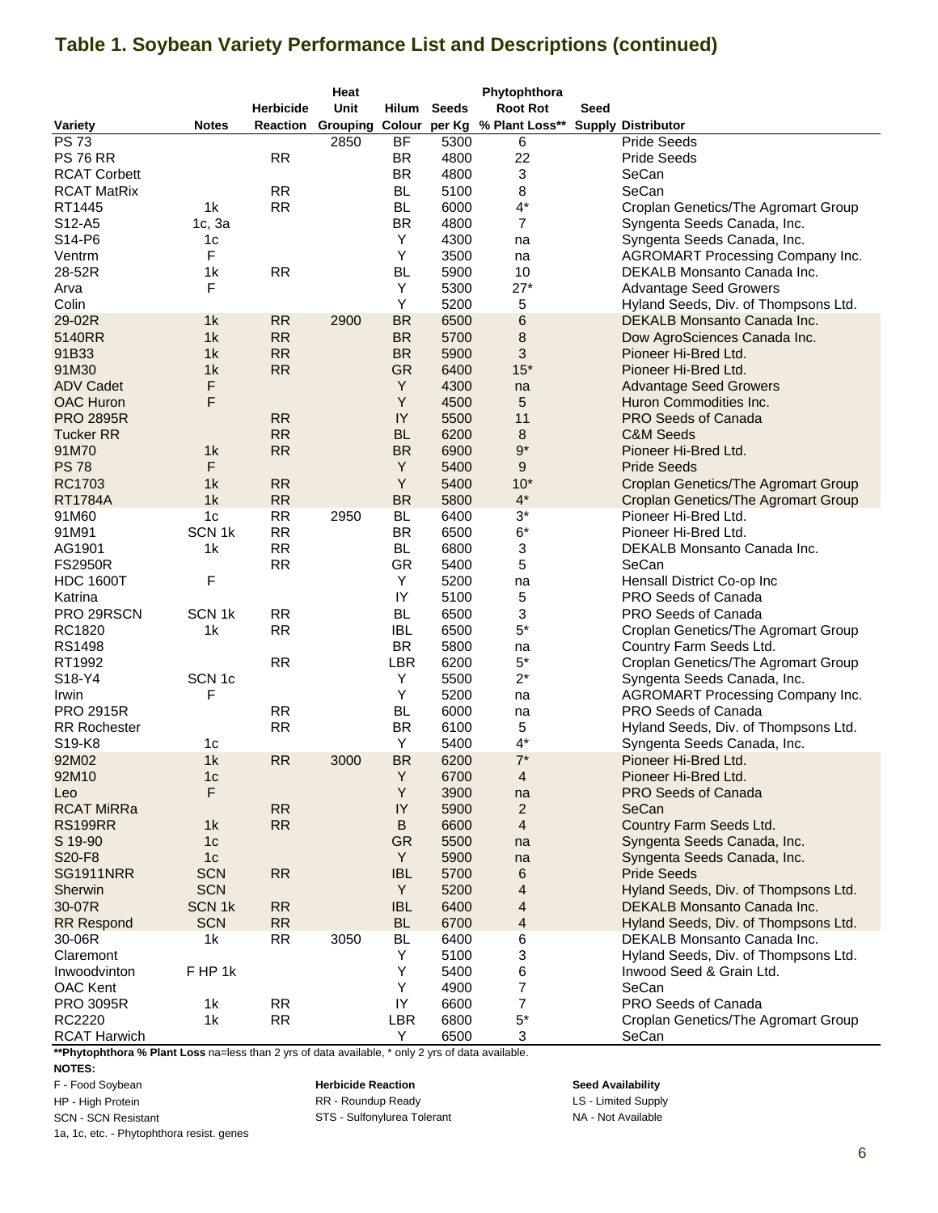## Table 1. Soybean Variety Performance List and Descriptions (continued)

| Variety | Notes | Herbicide Reaction | Heat Unit Grouping | Hilum Colour | Seeds per Kg | Phytophthora Root Rot % Plant Loss** | Seed Supply | Distributor |
|---|---|---|---|---|---|---|---|---|
| PS 73 | | | 2850 | BF | 5300 | 6 | | Pride Seeds |
| PS 76 RR | | RR | | BR | 4800 | 22 | | Pride Seeds |
| RCAT Corbett | | | | BR | 4800 | 3 | | SeCan |
| RCAT MatRix | | RR | | BL | 5100 | 8 | | SeCan |
| RT1445 | 1k | RR | | BL | 6000 | 4* | | Croplan Genetics/The Agromart Group |
| S12-A5 | 1c, 3a | | | BR | 4800 | 7 | | Syngenta Seeds Canada, Inc. |
| S14-P6 | 1c | | | Y | 4300 | na | | Syngenta Seeds Canada, Inc. |
| Ventrm | F | | | Y | 3500 | na | | AGROMART Processing Company Inc. |
| 28-52R | 1k | RR | | BL | 5900 | 10 | | DEKALB Monsanto Canada Inc. |
| Arva | F | | | Y | 5300 | 27* | | Advantage Seed Growers |
| Colin | | | | Y | 5200 | 5 | | Hyland Seeds, Div. of Thompsons Ltd. |
| 29-02R | 1k | RR | 2900 | BR | 6500 | 6 | | DEKALB Monsanto Canada Inc. |
| 5140RR | 1k | RR | | BR | 5700 | 8 | | Dow AgroSciences Canada Inc. |
| 91B33 | 1k | RR | | BR | 5900 | 3 | | Pioneer Hi-Bred Ltd. |
| 91M30 | 1k | RR | | GR | 6400 | 15* | | Pioneer Hi-Bred Ltd. |
| ADV Cadet | F | | | Y | 4300 | na | | Advantage Seed Growers |
| OAC Huron | F | | | Y | 4500 | 5 | | Huron Commodities Inc. |
| PRO 2895R | | RR | | IY | 5500 | 11 | | PRO Seeds of Canada |
| Tucker RR | | RR | | BL | 6200 | 8 | | C&M Seeds |
| 91M70 | 1k | RR | | BR | 6900 | 9* | | Pioneer Hi-Bred Ltd. |
| PS 78 | F | | | Y | 5400 | 9 | | Pride Seeds |
| RC1703 | 1k | RR | | Y | 5400 | 10* | | Croplan Genetics/The Agromart Group |
| RT1784A | 1k | RR | | BR | 5800 | 4* | | Croplan Genetics/The Agromart Group |
| 91M60 | 1c | RR | 2950 | BL | 6400 | 3* | | Pioneer Hi-Bred Ltd. |
| 91M91 | SCN 1k | RR | | BR | 6500 | 6* | | Pioneer Hi-Bred Ltd. |
| AG1901 | 1k | RR | | BL | 6800 | 3 | | DEKALB Monsanto Canada Inc. |
| FS2950R | | RR | | GR | 5400 | 5 | | SeCan |
| HDC 1600T | F | | | Y | 5200 | na | | Hensall District Co-op Inc |
| Katrina | | | | IY | 5100 | 5 | | PRO Seeds of Canada |
| PRO 29RSCN | SCN 1k | RR | | BL | 6500 | 3 | | PRO Seeds of Canada |
| RC1820 | 1k | RR | | IBL | 6500 | 5* | | Croplan Genetics/The Agromart Group |
| RS1498 | | | | BR | 5800 | na | | Country Farm Seeds Ltd. |
| RT1992 | | RR | | LBR | 6200 | 5* | | Croplan Genetics/The Agromart Group |
| S18-Y4 | SCN 1c | | | Y | 5500 | 2* | | Syngenta Seeds Canada, Inc. |
| Irwin | F | | | Y | 5200 | na | | AGROMART Processing Company Inc. |
| PRO 2915R | | RR | | BL | 6000 | na | | PRO Seeds of Canada |
| RR Rochester | | RR | | BR | 6100 | 5 | | Hyland Seeds, Div. of Thompsons Ltd. |
| S19-K8 | 1c | | | Y | 5400 | 4* | | Syngenta Seeds Canada, Inc. |
| 92M02 | 1k | RR | 3000 | BR | 6200 | 7* | | Pioneer Hi-Bred Ltd. |
| 92M10 | 1c | | | Y | 6700 | 4 | | Pioneer Hi-Bred Ltd. |
| Leo | F | | | Y | 3900 | na | | PRO Seeds of Canada |
| RCAT MiRRa | | RR | | IY | 5900 | 2 | | SeCan |
| RS199RR | 1k | RR | | B | 6600 | 4 | | Country Farm Seeds Ltd. |
| S 19-90 | 1c | | | GR | 5500 | na | | Syngenta Seeds Canada, Inc. |
| S20-F8 | 1c | | | Y | 5900 | na | | Syngenta Seeds Canada, Inc. |
| SG1911NRR | SCN | RR | | IBL | 5700 | 6 | | Pride Seeds |
| Sherwin | SCN | | | Y | 5200 | 4 | | Hyland Seeds, Div. of Thompsons Ltd. |
| 30-07R | SCN 1k | RR | | IBL | 6400 | 4 | | DEKALB Monsanto Canada Inc. |
| RR Respond | SCN | RR | | BL | 6700 | 4 | | Hyland Seeds, Div. of Thompsons Ltd. |
| 30-06R | 1k | RR | 3050 | BL | 6400 | 6 | | DEKALB Monsanto Canada Inc. |
| Claremont | | | | Y | 5100 | 3 | | Hyland Seeds, Div. of Thompsons Ltd. |
| Inwoodvinton | F HP 1k | | | Y | 5400 | 6 | | Inwood Seed & Grain Ltd. |
| OAC Kent | | | | Y | 4900 | 7 | | SeCan |
| PRO 3095R | 1k | RR | | IY | 6600 | 7 | | PRO Seeds of Canada |
| RC2220 | 1k | RR | | LBR | 6800 | 5* | | Croplan Genetics/The Agromart Group |
| RCAT Harwich | | | | Y | 6500 | 3 | | SeCan |

**Phytophthora % Plant Loss** na=less than 2 yrs of data available, * only 2 yrs of data available.

**NOTES:**

F - Food Soybean
HP - High Protein
SCN - SCN Resistant
1a, 1c, etc. - Phytophthora resist. genes

**Herbicide Reaction**
RR - Roundup Ready
STS - Sulfonylurea Tolerant

**Seed Availability**
LS - Limited Supply
NA - Not Available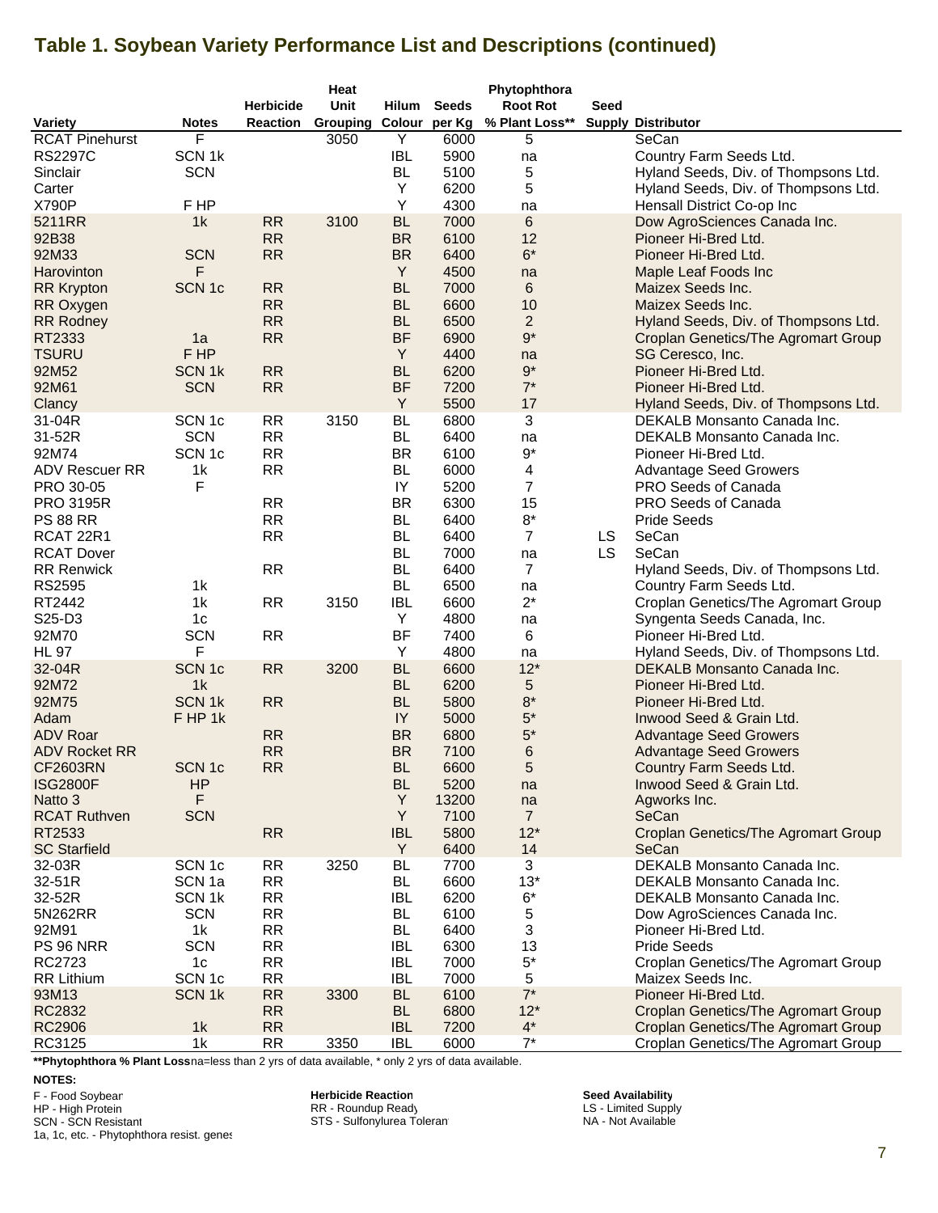## Table 1. Soybean Variety Performance List and Descriptions (continued)

| Variety | Notes | Herbicide Reaction | Heat Unit Grouping | Hilum Colour | Seeds per Kg | Phytophthora Root Rot % Plant Loss** | Seed Supply | Distributor |
|---|---|---|---|---|---|---|---|---|
| RCAT Pinehurst | F | | 3050 | Y | 6000 | 5 | | SeCan |
| RS2297C | SCN 1k | | | IBL | 5900 | na | | Country Farm Seeds Ltd. |
| Sinclair | SCN | | | BL | 5100 | 5 | | Hyland Seeds, Div. of Thompsons Ltd. |
| Carter | | | | Y | 6200 | 5 | | Hyland Seeds, Div. of Thompsons Ltd. |
| X790P | F HP | | | Y | 4300 | na | | Hensall District Co-op Inc |
| 5211RR | 1k | RR | 3100 | BL | 7000 | 6 | | Dow AgroSciences Canada Inc. |
| 92B38 | | RR | | BR | 6100 | 12 | | Pioneer Hi-Bred Ltd. |
| 92M33 | SCN | RR | | BR | 6400 | 6* | | Pioneer Hi-Bred Ltd. |
| Harovinton | F | | | Y | 4500 | na | | Maple Leaf Foods Inc |
| RR Krypton | SCN 1c | RR | | BL | 7000 | 6 | | Maizex Seeds Inc. |
| RR Oxygen | | RR | | BL | 6600 | 10 | | Maizex Seeds Inc. |
| RR Rodney | | RR | | BL | 6500 | 2 | | Hyland Seeds, Div. of Thompsons Ltd. |
| RT2333 | 1a | RR | | BF | 6900 | 9* | | Croplan Genetics/The Agromart Group |
| TSURU | F HP | | | Y | 4400 | na | | SG Ceresco, Inc. |
| 92M52 | SCN 1k | RR | | BL | 6200 | 9* | | Pioneer Hi-Bred Ltd. |
| 92M61 | SCN | RR | | BF | 7200 | 7* | | Pioneer Hi-Bred Ltd. |
| Clancy | | | | Y | 5500 | 17 | | Hyland Seeds, Div. of Thompsons Ltd. |
| 31-04R | SCN 1c | RR | 3150 | BL | 6800 | 3 | | DEKALB Monsanto Canada Inc. |
| 31-52R | SCN | RR | | BL | 6400 | na | | DEKALB Monsanto Canada Inc. |
| 92M74 | SCN 1c | RR | | BR | 6100 | 9* | | Pioneer Hi-Bred Ltd. |
| ADV Rescuer RR | 1k | RR | | BL | 6000 | 4 | | Advantage Seed Growers |
| PRO 30-05 | F | | | IY | 5200 | 7 | | PRO Seeds of Canada |
| PRO 3195R | | RR | | BR | 6300 | 15 | | PRO Seeds of Canada |
| PS 88 RR | | RR | | BL | 6400 | 8* | | Pride Seeds |
| RCAT 22R1 | | RR | | BL | 6400 | 7 | LS | SeCan |
| RCAT Dover | | | | BL | 7000 | na | LS | SeCan |
| RR Renwick | | RR | | BL | 6400 | 7 | | Hyland Seeds, Div. of Thompsons Ltd. |
| RS2595 | 1k | | | BL | 6500 | na | | Country Farm Seeds Ltd. |
| RT2442 | 1k | RR | 3150 | IBL | 6600 | 2* | | Croplan Genetics/The Agromart Group |
| S25-D3 | 1c | | | Y | 4800 | na | | Syngenta Seeds Canada, Inc. |
| 92M70 | SCN | RR | | BF | 7400 | 6 | | Pioneer Hi-Bred Ltd. |
| HL 97 | F | | | Y | 4800 | na | | Hyland Seeds, Div. of Thompsons Ltd. |
| 32-04R | SCN 1c | RR | 3200 | BL | 6600 | 12* | | DEKALB Monsanto Canada Inc. |
| 92M72 | 1k | | | BL | 6200 | 5 | | Pioneer Hi-Bred Ltd. |
| 92M75 | SCN 1k | RR | | BL | 5800 | 8* | | Pioneer Hi-Bred Ltd. |
| Adam | F HP 1k | | | IY | 5000 | 5* | | Inwood Seed & Grain Ltd. |
| ADV Roar | | RR | | BR | 6800 | 5* | | Advantage Seed Growers |
| ADV Rocket RR | | RR | | BR | 7100 | 6 | | Advantage Seed Growers |
| CF2603RN | SCN 1c | RR | | BL | 6600 | 5 | | Country Farm Seeds Ltd. |
| ISG2800F | HP | | | BL | 5200 | na | | Inwood Seed & Grain Ltd. |
| Natto 3 | F | | | Y | 13200 | na | | Agworks Inc. |
| RCAT Ruthven | SCN | | | Y | 7100 | 7 | | SeCan |
| RT2533 | | RR | | IBL | 5800 | 12* | | Croplan Genetics/The Agromart Group |
| SC Starfield | | | | Y | 6400 | 14 | | SeCan |
| 32-03R | SCN 1c | RR | 3250 | BL | 7700 | 3 | | DEKALB Monsanto Canada Inc. |
| 32-51R | SCN 1a | RR | | BL | 6600 | 13* | | DEKALB Monsanto Canada Inc. |
| 32-52R | SCN 1k | RR | | IBL | 6200 | 6* | | DEKALB Monsanto Canada Inc. |
| 5N262RR | SCN | RR | | BL | 6100 | 5 | | Dow AgroSciences Canada Inc. |
| 92M91 | 1k | RR | | BL | 6400 | 3 | | Pioneer Hi-Bred Ltd. |
| PS 96 NRR | SCN | RR | | IBL | 6300 | 13 | | Pride Seeds |
| RC2723 | 1c | RR | | IBL | 7000 | 5* | | Croplan Genetics/The Agromart Group |
| RR Lithium | SCN 1c | RR | | IBL | 7000 | 5 | | Maizex Seeds Inc. |
| 93M13 | SCN 1k | RR | 3300 | BL | 6100 | 7* | | Pioneer Hi-Bred Ltd. |
| RC2832 | | RR | | BL | 6800 | 12* | | Croplan Genetics/The Agromart Group |
| RC2906 | 1k | RR | | IBL | 7200 | 4* | | Croplan Genetics/The Agromart Group |
| RC3125 | 1k | RR | 3350 | IBL | 6000 | 7* | | Croplan Genetics/The Agromart Group |

**Phytophthora % Plant Loss** na=less than 2 yrs of data available, * only 2 yrs of data available.

**NOTES:**

F - Food Soybean
HP - High Protein
SCN - SCN Resistant
1a, 1c, etc. - Phytophthora resist. genes

**Herbicide Reaction**
RR - Roundup Ready
STS - Sulfonylurea Tolerant

**Seed Availability**
LS - Limited Supply
NA - Not Available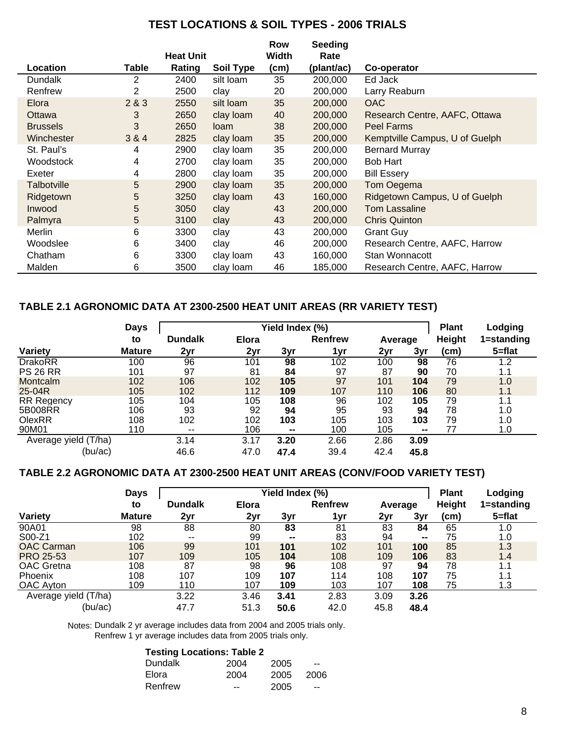## TEST LOCATIONS & SOIL TYPES - 2006 TRIALS

| Location | Table | Heat Unit Rating | Soil Type | Row Width (cm) | Seeding Rate (plant/ac) | Co-operator |
|---|---|---|---|---|---|---|
| Dundalk | 2 | 2400 | silt loam | 35 | 200,000 | Ed Jack |
| Renfrew | 2 | 2500 | clay | 20 | 200,000 | Larry Reaburn |
| Elora | 2 & 3 | 2550 | silt loam | 35 | 200,000 | OAC |
| Ottawa | 3 | 2650 | clay loam | 40 | 200,000 | Research Centre, AAFC, Ottawa |
| Brussels | 3 | 2650 | loam | 38 | 200,000 | Peel Farms |
| Winchester | 3 & 4 | 2825 | clay loam | 35 | 200,000 | Kemptville Campus, U of Guelph |
| St. Paul's | 4 | 2900 | clay loam | 35 | 200,000 | Bernard Murray |
| Woodstock | 4 | 2700 | clay loam | 35 | 200,000 | Bob Hart |
| Exeter | 4 | 2800 | clay loam | 35 | 200,000 | Bill Essery |
| Talbotville | 5 | 2900 | clay loam | 35 | 200,000 | Tom Oegema |
| Ridgetown | 5 | 3250 | clay loam | 43 | 160,000 | Ridgetown Campus, U of Guelph |
| Inwood | 5 | 3050 | clay | 43 | 200,000 | Tom Lassaline |
| Palmyra | 5 | 3100 | clay | 43 | 200,000 | Chris Quinton |
| Merlin | 6 | 3300 | clay | 43 | 200,000 | Grant Guy |
| Woodslee | 6 | 3400 | clay | 46 | 200,000 | Research Centre, AAFC, Harrow |
| Chatham | 6 | 3300 | clay loam | 43 | 160,000 | Stan Wonnacott |
| Malden | 6 | 3500 | clay loam | 46 | 185,000 | Research Centre, AAFC, Harrow |

### TABLE 2.1 AGRONOMIC DATA AT 2300-2500 HEAT UNIT AREAS (RR VARIETY TEST)

| | Days | Yield Index (%) | | | | | | Plant | Lodging |
|---|---|---|---|---|---|---|---|---|---|
| | to | Dundalk | Elora | | Renfrew | Average | | Height | 1=standing |
| Variety | Mature | 2yr | 2yr | 3yr | 1yr | 2yr | 3yr | (cm) | 5=flat |
| DrakoRR | 100 | 96 | 101 | **98** | 102 | 100 | **98** | 76 | 1.2 |
| PS 26 RR | 101 | 97 | 81 | **84** | 97 | 87 | **90** | 70 | 1.1 |
| Montcalm | 102 | 106 | 102 | **105** | 97 | 101 | **104** | 79 | 1.0 |
| 25-04R | 105 | 102 | 112 | **109** | 107 | 110 | **106** | 80 | 1.1 |
| RR Regency | 105 | 104 | 105 | **108** | 96 | 102 | **105** | 79 | 1.1 |
| 5B008RR | 106 | 93 | 92 | **94** | 95 | 93 | **94** | 78 | 1.0 |
| OlexRR | 108 | 102 | 102 | **103** | 105 | 103 | **103** | 79 | 1.0 |
| 90M01 | 110 | -- | 106 | **--** | 100 | 105 | **--** | 77 | 1.0 |
| Average yield (T/ha) | | 3.14 | 3.17 | **3.20** | 2.66 | 2.86 | **3.09** | | |
| (bu/ac) | | 46.6 | 47.0 | **47.4** | 39.4 | 42.4 | **45.8** | | |

### TABLE 2.2 AGRONOMIC DATA AT 2300-2500 HEAT UNIT AREAS (CONV/FOOD VARIETY TEST)

| | Days | Yield Index (%) | | | | | | Plant | Lodging |
|---|---|---|---|---|---|---|---|---|---|
| | to | Dundalk | Elora | | Renfrew | Average | | Height | 1=standing |
| Variety | Mature | 2yr | 2yr | 3yr | 1yr | 2yr | 3yr | (cm) | 5=flat |
| 90A01 | 98 | 88 | 80 | **83** | 81 | 83 | **84** | 65 | 1.0 |
| S00-Z1 | 102 | -- | 99 | **--** | 83 | 94 | **--** | 75 | 1.0 |
| OAC Carman | 106 | 99 | 101 | **101** | 102 | 101 | **100** | 85 | 1.3 |
| PRO 25-53 | 107 | 109 | 105 | **104** | 108 | 109 | **106** | 83 | 1.4 |
| OAC Gretna | 108 | 87 | 98 | **96** | 108 | 97 | **94** | 78 | 1.1 |
| Phoenix | 108 | 107 | 109 | **107** | 114 | 108 | **107** | 75 | 1.1 |
| OAC Ayton | 109 | 110 | 107 | **109** | 103 | 107 | **108** | 75 | 1.3 |
| Average yield (T/ha) | | 3.22 | 3.46 | **3.41** | 2.83 | 3.09 | **3.26** | | |
| (bu/ac) | | 47.7 | 51.3 | **50.6** | 42.0 | 45.8 | **48.4** | | |

Notes: Dundalk 2 yr average includes data from 2004 and 2005 trials only.
Renfrew 1 yr average includes data from 2005 trials only.

**Testing Locations: Table 2**

| | | | |
|---|---|---|---|
| Dundalk | 2004 | 2005 | -- |
| Elora | 2004 | 2005 | 2006 |
| Renfrew | -- | 2005 | -- |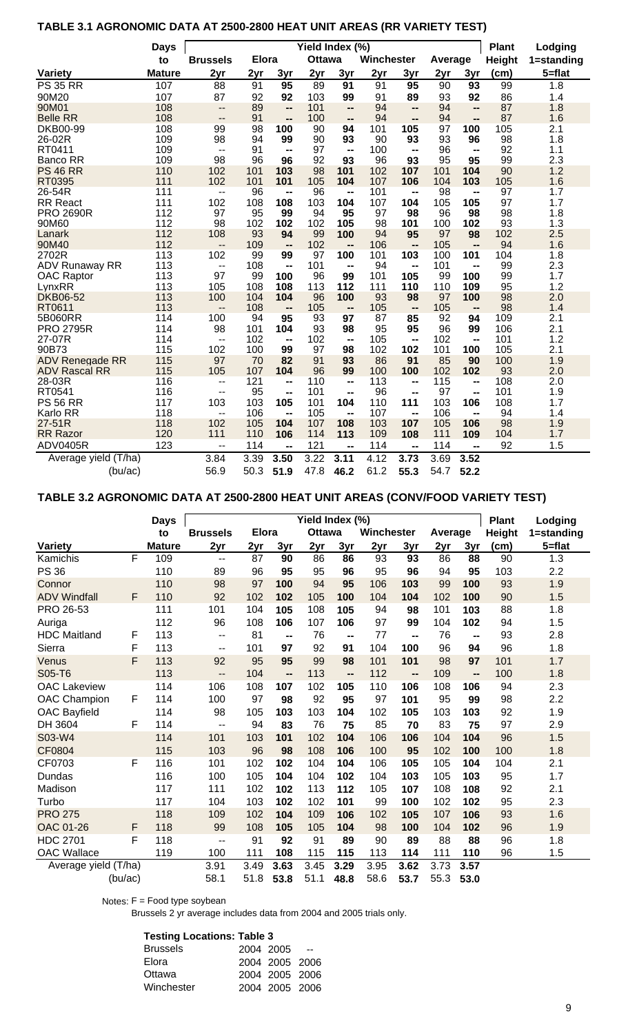**TABLE 3.1 AGRONOMIC DATA AT 2500-2800 HEAT UNIT AREAS (RR VARIETY TEST)**

| | Days | Yield Index (%) | | | | | | | | | | Plant | Lodging |
|---|---|---|---|---|---|---|---|---|---|---|---|---|---|
| | to | Brussels | Elora | | Ottawa | | Winchester | | Average | | | Height | 1=standing |
| Variety | Mature | 2yr | 2yr | 3yr | 2yr | 3yr | 2yr | 3yr | 2yr | 3yr | | (cm) | 5=flat |
| PS 35 RR | 107 | 88 | 91 | **95** | 89 | **91** | 91 | **95** | 90 | **93** | | 99 | 1.8 |
| 90M20 | 107 | 87 | 92 | **92** | 103 | **99** | 91 | **89** | 93 | **92** | | 86 | 1.4 |
| 90M01 | 108 | -- | 89 | **--** | 101 | **--** | 94 | **--** | 94 | **--** | | 87 | 1.8 |
| Belle RR | 108 | -- | 91 | **--** | 100 | **--** | 94 | **--** | 94 | **--** | | 87 | 1.6 |
| DKB00-99 | 108 | 99 | 98 | **100** | 90 | **94** | 101 | **105** | 97 | **100** | | 105 | 2.1 |
| 26-02R | 109 | 98 | 94 | **99** | 90 | **93** | 90 | **93** | 93 | **96** | | 98 | 1.8 |
| RT0411 | 109 | -- | 91 | **--** | 97 | **--** | 100 | **--** | 96 | **--** | | 92 | 1.1 |
| Banco RR | 109 | 98 | 96 | **96** | 92 | **93** | 96 | **93** | 95 | **95** | | 99 | 2.3 |
| PS 46 RR | 110 | 102 | 101 | **103** | 98 | **101** | 102 | **107** | 101 | **104** | | 90 | 1.2 |
| RT0395 | 111 | 102 | 101 | **101** | 105 | **104** | 107 | **106** | 104 | **103** | | 105 | 1.6 |
| 26-54R | 111 | -- | 96 | **--** | 96 | **--** | 101 | **--** | 98 | **--** | | 97 | 1.7 |
| RR React | 111 | 102 | 108 | **108** | 103 | **104** | 107 | **104** | 105 | **105** | | 97 | 1.7 |
| PRO 2690R | 112 | 97 | 95 | **99** | 94 | **95** | 97 | **98** | 96 | **98** | | 98 | 1.8 |
| 90M60 | 112 | 98 | 102 | **102** | 102 | **105** | 98 | **101** | 100 | **102** | | 93 | 1.3 |
| Lanark | 112 | 108 | 93 | **94** | 99 | **100** | 94 | **95** | 97 | **98** | | 102 | 2.5 |
| 90M40 | 112 | -- | 109 | **--** | 102 | **--** | 106 | **--** | 105 | **--** | | 94 | 1.6 |
| 2702R | 113 | 102 | 99 | **99** | 97 | **100** | 101 | **103** | 100 | **101** | | 104 | 1.8 |
| ADV Runaway RR | 113 | -- | 108 | **--** | 101 | **--** | 94 | **--** | 101 | **--** | | 99 | 2.3 |
| OAC Raptor | 113 | 97 | 99 | **100** | 96 | **99** | 101 | **105** | 99 | **100** | | 99 | 1.7 |
| LynxRR | 113 | 105 | 108 | **108** | 113 | **112** | 111 | **110** | 110 | **109** | | 95 | 1.2 |
| DKB06-52 | 113 | 100 | 104 | **104** | 96 | **100** | 93 | **98** | 97 | **100** | | 98 | 2.0 |
| RT0611 | 113 | -- | 108 | **--** | 105 | **--** | 105 | **--** | 105 | **--** | | 98 | 1.4 |
| 5B060RR | 114 | 100 | 94 | **95** | 93 | **97** | 87 | **85** | 92 | **94** | | 109 | 2.1 |
| PRO 2795R | 114 | 98 | 101 | **104** | 93 | **98** | 95 | **95** | 96 | **99** | | 106 | 2.1 |
| 27-07R | 114 | -- | 102 | **--** | 102 | **--** | 105 | **--** | 102 | **--** | | 101 | 1.2 |
| 90B73 | 115 | 102 | 100 | **99** | 97 | **98** | 102 | **102** | 101 | **100** | | 105 | 2.1 |
| ADV Renegade RR | 115 | 97 | 70 | **82** | 91 | **93** | 86 | **91** | 85 | **90** | | 100 | 1.9 |
| ADV Rascal RR | 115 | 105 | 107 | **104** | 96 | **99** | 100 | **100** | 102 | **102** | | 93 | 2.0 |
| 28-03R | 116 | -- | 121 | **--** | 110 | **--** | 113 | **--** | 115 | **--** | | 108 | 2.0 |
| RT0541 | 116 | -- | 95 | **--** | 101 | **--** | 96 | **--** | 97 | **--** | | 101 | 1.9 |
| PS 56 RR | 117 | 103 | 103 | **105** | 101 | **104** | 110 | **111** | 103 | **106** | | 108 | 1.7 |
| Karlo RR | 118 | -- | 106 | **--** | 105 | **--** | 107 | **--** | 106 | **--** | | 94 | 1.4 |
| 27-51R | 118 | 102 | 105 | **104** | 107 | **108** | 103 | **107** | 105 | **106** | | 98 | 1.9 |
| RR Razor | 120 | 111 | 110 | **106** | 114 | **113** | 109 | **108** | 111 | **109** | | 104 | 1.7 |
| ADV0405R | 123 | -- | 114 | **--** | 121 | **--** | 114 | **--** | 114 | **--** | | 92 | 1.5 |
| Average yield (T/ha) | | 3.84 | 3.39 | **3.50** | 3.22 | **3.11** | 4.12 | **3.73** | 3.69 | **3.52** | | | |
| (bu/ac) | | 56.9 | 50.3 | **51.9** | 47.8 | **46.2** | 61.2 | **55.3** | 54.7 | **52.2** | | | |

**TABLE 3.2 AGRONOMIC DATA AT 2500-2800 HEAT UNIT AREAS (CONV/FOOD VARIETY TEST)**

| | | Days | Yield Index (%) | | | | | | | | | Plant | Lodging |
|---|---|---|---|---|---|---|---|---|---|---|---|---|---|
| | | to | Brussels | Elora | | Ottawa | | Winchester | | Average | | Height | 1=standing |
| Variety | | Mature | 2yr | 2yr | 3yr | 2yr | 3yr | 2yr | 3yr | 2yr | 3yr | (cm) | 5=flat |
| Kamichis | F | 109 | -- | 87 | **90** | 86 | **86** | 93 | **93** | 86 | **88** | 90 | 1.3 |
| PS 36 | | 110 | 89 | 96 | **95** | 95 | **96** | 95 | **96** | 94 | **95** | 103 | 2.2 |
| Connor | | 110 | 98 | 97 | **100** | 94 | **95** | 106 | **103** | 99 | **100** | 93 | 1.9 |
| ADV Windfall | F | 110 | 92 | 102 | **102** | 105 | **100** | 104 | **104** | 102 | **100** | 90 | 1.5 |
| PRO 26-53 | | 111 | 101 | 104 | **105** | 108 | **105** | 94 | **98** | 101 | **103** | 88 | 1.8 |
| Auriga | | 112 | 96 | 108 | **106** | 107 | **106** | 97 | **99** | 104 | **102** | 94 | 1.5 |
| HDC Maitland | F | 113 | -- | 81 | **--** | 76 | **--** | 77 | **--** | 76 | **--** | 93 | 2.8 |
| Sierra | F | 113 | -- | 101 | **97** | 92 | **91** | 104 | **100** | 96 | **94** | 96 | 1.8 |
| Venus | F | 113 | 92 | 95 | **95** | 99 | **98** | 101 | **101** | 98 | **97** | 101 | 1.7 |
| S05-T6 | | 113 | -- | 104 | **--** | 113 | **--** | 112 | **--** | 109 | **--** | 100 | 1.8 |
| OAC Lakeview | | 114 | 106 | 108 | **107** | 102 | **105** | 110 | **106** | 108 | **106** | 94 | 2.3 |
| OAC Champion | F | 114 | 100 | 97 | **98** | 92 | **95** | 97 | **101** | 95 | **99** | 98 | 2.2 |
| OAC Bayfield | | 114 | 98 | 105 | **103** | 103 | **104** | 102 | **105** | 103 | **103** | 92 | 1.9 |
| DH 3604 | F | 114 | -- | 94 | **83** | 76 | **75** | 85 | **70** | 83 | **75** | 97 | 2.9 |
| S03-W4 | | 114 | 101 | 103 | **101** | 102 | **104** | 106 | **106** | 104 | **104** | 96 | 1.5 |
| CF0804 | | 115 | 103 | 96 | **98** | 108 | **106** | 100 | **95** | 102 | **100** | 100 | 1.8 |
| CF0703 | F | 116 | 101 | 102 | **102** | 104 | **104** | 106 | **105** | 105 | **104** | 104 | 2.1 |
| Dundas | | 116 | 100 | 105 | **104** | 104 | **102** | 104 | **103** | 105 | **103** | 95 | 1.7 |
| Madison | | 117 | 111 | 102 | **102** | 113 | **112** | 105 | **107** | 108 | **108** | 92 | 2.1 |
| Turbo | | 117 | 104 | 103 | **102** | 102 | **101** | 99 | **100** | 102 | **102** | 95 | 2.3 |
| PRO 275 | | 118 | 109 | 102 | **104** | 109 | **106** | 102 | **105** | 107 | **106** | 93 | 1.6 |
| OAC 01-26 | F | 118 | 99 | 108 | **105** | 105 | **104** | 98 | **100** | 104 | **102** | 96 | 1.9 |
| HDC 2701 | F | 118 | -- | 91 | **92** | 91 | **89** | 90 | **89** | 88 | **88** | 96 | 1.8 |
| OAC Wallace | | 119 | 100 | 111 | **108** | 115 | **115** | 113 | **114** | 111 | **110** | 96 | 1.5 |
| Average yield (T/ha) | | | 3.91 | 3.49 | **3.63** | 3.45 | **3.29** | 3.95 | **3.62** | 3.73 | **3.57** | | |
| (bu/ac) | | | 58.1 | 51.8 | **53.8** | 51.1 | **48.8** | 58.6 | **53.7** | 55.3 | **53.0** | | |

Notes: F = Food type soybean

Brussels 2 yr average includes data from 2004 and 2005 trials only.

**Testing Locations: Table 3**

| | | | |
|---|---|---|---|
| Brussels | 2004 | 2005 | -- |
| Elora | 2004 | 2005 | 2006 |
| Ottawa | 2004 | 2005 | 2006 |
| Winchester | 2004 | 2005 | 2006 |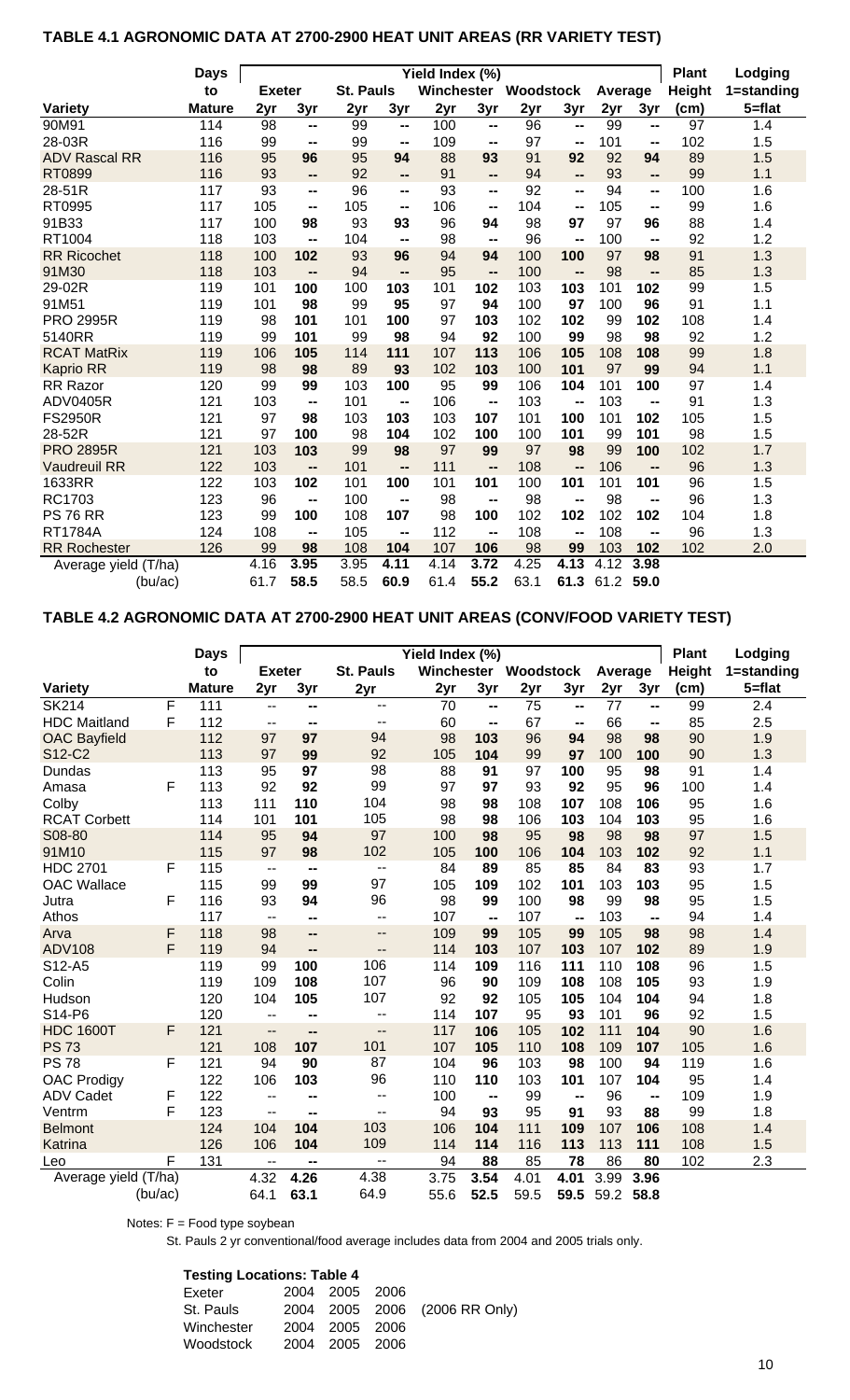## TABLE 4.1 AGRONOMIC DATA AT 2700-2900 HEAT UNIT AREAS (RR VARIETY TEST)

| Variety | Days to Mature | Yield Index (%) | | | | | | | | | | Plant Height (cm) | Lodging 1=standing 5=flat |
|---|---|---|---|---|---|---|---|---|---|---|---|---|---|
| | | Exeter | | St. Pauls | | Winchester | | Woodstock | | Average | | | |
| | | 2yr | 3yr | 2yr | 3yr | 2yr | 3yr | 2yr | 3yr | 2yr | 3yr | | |
| 90M91 | 114 | 98 | -- | 99 | -- | 100 | -- | 96 | -- | 99 | -- | 97 | 1.4 |
| 28-03R | 116 | 99 | -- | 99 | -- | 109 | -- | 97 | -- | 101 | -- | 102 | 1.5 |
| ADV Rascal RR | 116 | 95 | **96** | 95 | **94** | 88 | **93** | 91 | **92** | 92 | **94** | 89 | 1.5 |
| RT0899 | 116 | 93 | -- | 92 | -- | 91 | -- | 94 | -- | 93 | -- | 99 | 1.1 |
| 28-51R | 117 | 93 | -- | 96 | -- | 93 | -- | 92 | -- | 94 | -- | 100 | 1.6 |
| RT0995 | 117 | 105 | -- | 105 | -- | 106 | -- | 104 | -- | 105 | -- | 99 | 1.6 |
| 91B33 | 117 | 100 | **98** | 93 | **93** | 96 | **94** | 98 | **97** | 97 | **96** | 88 | 1.4 |
| RT1004 | 118 | 103 | -- | 104 | -- | 98 | -- | 96 | -- | 100 | -- | 92 | 1.2 |
| RR Ricochet | 118 | 100 | **102** | 93 | **96** | 94 | **94** | 100 | **100** | 97 | **98** | 91 | 1.3 |
| 91M30 | 118 | 103 | -- | 94 | -- | 95 | -- | 100 | -- | 98 | -- | 85 | 1.3 |
| 29-02R | 119 | 101 | **100** | 100 | **103** | 101 | **102** | 103 | **103** | 101 | **102** | 99 | 1.5 |
| 91M51 | 119 | 101 | **98** | 99 | **95** | 97 | **94** | 100 | **97** | 100 | **96** | 91 | 1.1 |
| PRO 2995R | 119 | 98 | **101** | 101 | **100** | 97 | **103** | 102 | **102** | 99 | **102** | 108 | 1.4 |
| 5140RR | 119 | 99 | **101** | 99 | **98** | 94 | **92** | 100 | **99** | 98 | **98** | 92 | 1.2 |
| RCAT MatRix | 119 | 106 | **105** | 114 | **111** | 107 | **113** | 106 | **105** | 108 | **108** | 99 | 1.8 |
| Kaprio RR | 119 | 98 | **98** | 89 | **93** | 102 | **103** | 100 | **101** | 97 | **99** | 94 | 1.1 |
| RR Razor | 120 | 99 | **99** | 103 | **100** | 95 | **99** | 106 | **104** | 101 | **100** | 97 | 1.4 |
| ADV0405R | 121 | 103 | -- | 101 | -- | 106 | -- | 103 | -- | 103 | -- | 91 | 1.3 |
| FS2950R | 121 | 97 | **98** | 103 | **103** | 103 | **107** | 101 | **100** | 101 | **102** | 105 | 1.5 |
| 28-52R | 121 | 97 | **100** | 98 | **104** | 102 | **100** | 100 | **101** | 99 | **101** | 98 | 1.5 |
| PRO 2895R | 121 | 103 | **103** | 99 | **98** | 97 | **99** | 97 | **98** | 99 | **100** | 102 | 1.7 |
| Vaudreuil RR | 122 | 103 | -- | 101 | -- | 111 | -- | 108 | -- | 106 | -- | 96 | 1.3 |
| 1633RR | 122 | 103 | **102** | 101 | **100** | 101 | **101** | 100 | **101** | 101 | **101** | 96 | 1.5 |
| RC1703 | 123 | 96 | -- | 100 | -- | 98 | -- | 98 | -- | 98 | -- | 96 | 1.3 |
| PS 76 RR | 123 | 99 | **100** | 108 | **107** | 98 | **100** | 102 | **102** | 102 | **102** | 104 | 1.8 |
| RT1784A | 124 | 108 | -- | 105 | -- | 112 | -- | 108 | -- | 108 | -- | 96 | 1.3 |
| RR Rochester | 126 | 99 | **98** | 108 | **104** | 107 | **106** | 98 | **99** | 103 | **102** | 102 | 2.0 |
| Average yield (T/ha) | | 4.16 | **3.95** | 3.95 | **4.11** | 4.14 | **3.72** | 4.25 | **4.13** | 4.12 | **3.98** | | |
| (bu/ac) | | 61.7 | **58.5** | 58.5 | **60.9** | 61.4 | **55.2** | 63.1 | **61.3** | 61.2 | **59.0** | | |

## TABLE 4.2 AGRONOMIC DATA AT 2700-2900 HEAT UNIT AREAS (CONV/FOOD VARIETY TEST)

| Variety | | Days to Mature | Yield Index (%) | | | | | | | | | Plant Height (cm) | Lodging 1=standing 5=flat |
|---|---|---|---|---|---|---|---|---|---|---|---|---|---|
| | | | Exeter | | St. Pauls | Winchester | | Woodstock | | Average | | | |
| | | | 2yr | 3yr | 2yr | 2yr | 3yr | 2yr | 3yr | 2yr | 3yr | | |
| SK214 | F | 111 | -- | -- | -- | 70 | -- | 75 | -- | 77 | -- | 99 | 2.4 |
| HDC Maitland | F | 112 | -- | -- | -- | 60 | -- | 67 | -- | 66 | -- | 85 | 2.5 |
| OAC Bayfield | | 112 | 97 | **97** | 94 | 98 | **103** | 96 | **94** | 98 | **98** | 90 | 1.9 |
| S12-C2 | | 113 | 97 | **99** | 92 | 105 | **104** | 99 | **97** | 100 | **100** | 90 | 1.3 |
| Dundas | | 113 | 95 | **97** | 98 | 88 | **91** | 97 | **100** | 95 | **98** | 91 | 1.4 |
| Amasa | F | 113 | 92 | **92** | 99 | 97 | **97** | 93 | **92** | 95 | **96** | 100 | 1.4 |
| Colby | | 113 | 111 | **110** | 104 | 98 | **98** | 108 | **107** | 108 | **106** | 95 | 1.6 |
| RCAT Corbett | | 114 | 101 | **101** | 105 | 98 | **98** | 106 | **103** | 104 | **103** | 95 | 1.6 |
| S08-80 | | 114 | 95 | **94** | 97 | 100 | **98** | 95 | **98** | 98 | **98** | 97 | 1.5 |
| 91M10 | | 115 | 97 | **98** | 102 | 105 | **100** | 106 | **104** | 103 | **102** | 92 | 1.1 |
| HDC 2701 | F | 115 | -- | -- | -- | 84 | **89** | 85 | **85** | 84 | **83** | 93 | 1.7 |
| OAC Wallace | | 115 | 99 | **99** | 97 | 105 | **109** | 102 | **101** | 103 | **103** | 95 | 1.5 |
| Jutra | F | 116 | 93 | **94** | 96 | 98 | **99** | 100 | **98** | 99 | **98** | 95 | 1.5 |
| Athos | | 117 | -- | -- | -- | 107 | -- | 107 | -- | 103 | -- | 94 | 1.4 |
| Arva | F | 118 | 98 | -- | -- | 109 | **99** | 105 | **99** | 105 | **98** | 98 | 1.4 |
| ADV108 | F | 119 | 94 | -- | -- | 114 | **103** | 107 | **103** | 107 | **102** | 89 | 1.9 |
| S12-A5 | | 119 | 99 | **100** | 106 | 114 | **109** | 116 | **111** | 110 | **108** | 96 | 1.5 |
| Colin | | 119 | 109 | **108** | 107 | 96 | **90** | 109 | **108** | 108 | **105** | 93 | 1.9 |
| Hudson | | 120 | 104 | **105** | 107 | 92 | **92** | 105 | **105** | 104 | **104** | 94 | 1.8 |
| S14-P6 | | 120 | -- | -- | -- | 114 | **107** | 95 | **93** | 101 | **96** | 92 | 1.5 |
| HDC 1600T | F | 121 | -- | -- | -- | 117 | **106** | 105 | **102** | 111 | **104** | 90 | 1.6 |
| PS 73 | | 121 | 108 | **107** | 101 | 107 | **105** | 110 | **108** | 109 | **107** | 105 | 1.6 |
| PS 78 | F | 121 | 94 | **90** | 87 | 104 | **96** | 103 | **98** | 100 | **94** | 119 | 1.6 |
| OAC Prodigy | | 122 | 106 | **103** | 96 | 110 | **110** | 103 | **101** | 107 | **104** | 95 | 1.4 |
| ADV Cadet | F | 122 | -- | -- | -- | 100 | -- | 99 | -- | 96 | -- | 109 | 1.9 |
| Ventrm | F | 123 | -- | -- | -- | 94 | **93** | 95 | **91** | 93 | **88** | 99 | 1.8 |
| Belmont | | 124 | 104 | **104** | 103 | 106 | **104** | 111 | **109** | 107 | **106** | 108 | 1.4 |
| Katrina | | 126 | 106 | **104** | 109 | 114 | **114** | 116 | **113** | 113 | **111** | 108 | 1.5 |
| Leo | F | 131 | -- | -- | -- | 94 | **88** | 85 | **78** | 86 | **80** | 102 | 2.3 |
| Average yield (T/ha) | | | 4.32 | **4.26** | 4.38 | 3.75 | **3.54** | 4.01 | **4.01** | 3.99 | **3.96** | | |
| (bu/ac) | | | 64.1 | **63.1** | 64.9 | 55.6 | **52.5** | 59.5 | **59.5** | 59.2 | **58.8** | | |

Notes: F = Food type soybean

St. Pauls 2 yr conventional/food average includes data from 2004 and 2005 trials only.

**Testing Locations: Table 4**

| | | | | |
|---|---|---|---|---|
| Exeter | 2004 | 2005 | 2006 | |
| St. Pauls | 2004 | 2005 | 2006 | (2006 RR Only) |
| Winchester | 2004 | 2005 | 2006 | |
| Woodstock | 2004 | 2005 | 2006 | |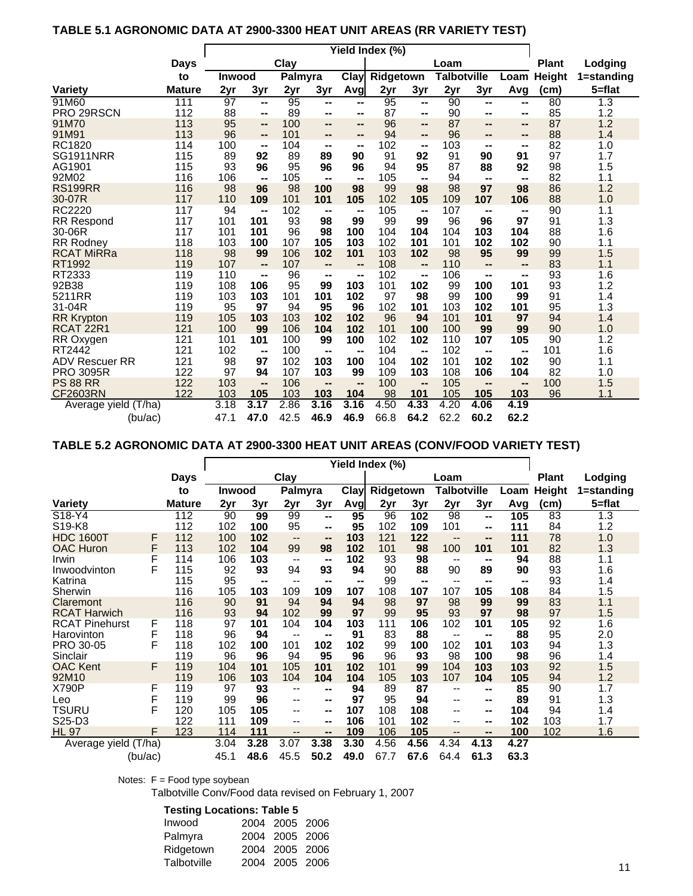### TABLE 5.1 AGRONOMIC DATA AT 2900-3300 HEAT UNIT AREAS (RR VARIETY TEST)

| | Days | Yield Index (%) | | | | | | | | | | Plant | Lodging |
|---|---|---|---|---|---|---|---|---|---|---|---|---|---|
| | to | Clay | | | | | Loam | | | | | Height | 1=standing |
| | | Inwood | | Palmyra | | Clay | Ridgetown | | Talbotville | | Loam | | |
| Variety | Mature | 2yr | 3yr | 2yr | 3yr | Avg | 2yr | 3yr | 2yr | 3yr | Avg | (cm) | 5=flat |
| 91M60 | 111 | 97 | -- | 95 | -- | -- | 95 | -- | 90 | -- | -- | 80 | 1.3 |
| PRO 29RSCN | 112 | 88 | -- | 89 | -- | -- | 87 | -- | 90 | -- | -- | 85 | 1.2 |
| 91M70 | 113 | 95 | -- | 100 | -- | -- | 96 | -- | 87 | -- | -- | 87 | 1.2 |
| 91M91 | 113 | 96 | -- | 101 | -- | -- | 94 | -- | 96 | -- | -- | 88 | 1.4 |
| RC1820 | 114 | 100 | -- | 104 | -- | -- | 102 | -- | 103 | -- | -- | 82 | 1.0 |
| SG1911NRR | 115 | 89 | **92** | 89 | **89** | **90** | 91 | **92** | 91 | **90** | **91** | 97 | 1.7 |
| AG1901 | 115 | 93 | **96** | 95 | **96** | **96** | 94 | **95** | 87 | **88** | **92** | 98 | 1.5 |
| 92M02 | 116 | 106 | -- | 105 | -- | -- | 105 | -- | 94 | -- | -- | 82 | 1.1 |
| RS199RR | 116 | 98 | **96** | 98 | **100** | **98** | 99 | **98** | 98 | **97** | **98** | 86 | 1.2 |
| 30-07R | 117 | 110 | **109** | 101 | **101** | **105** | 102 | **105** | 109 | **107** | **106** | 88 | 1.0 |
| RC2220 | 117 | 94 | -- | 102 | -- | -- | 105 | -- | 107 | -- | -- | 90 | 1.1 |
| RR Respond | 117 | 101 | **101** | 93 | **98** | **99** | 99 | **99** | 96 | **96** | **97** | 91 | 1.3 |
| 30-06R | 117 | 101 | **101** | 96 | **98** | **100** | 104 | **104** | 104 | **103** | **104** | 88 | 1.6 |
| RR Rodney | 118 | 103 | **100** | 107 | **105** | **103** | 102 | **101** | 101 | **102** | **102** | 90 | 1.1 |
| RCAT MiRRa | 118 | 98 | **99** | 106 | **102** | **101** | 103 | **102** | 98 | **95** | **99** | 99 | 1.5 |
| RT1992 | 119 | 107 | -- | 107 | -- | -- | 108 | -- | 110 | -- | -- | 83 | 1.1 |
| RT2333 | 119 | 110 | -- | 96 | -- | -- | 102 | -- | 106 | -- | -- | 93 | 1.6 |
| 92B38 | 119 | 108 | **106** | 95 | **99** | **103** | 101 | **102** | 99 | **100** | **101** | 93 | 1.2 |
| 5211RR | 119 | 103 | **103** | 101 | **101** | **102** | 97 | **98** | 99 | **100** | **99** | 91 | 1.4 |
| 31-04R | 119 | 95 | **97** | 94 | **95** | **96** | 102 | **101** | 103 | **102** | **101** | 95 | 1.3 |
| RR Krypton | 119 | 105 | **103** | 103 | **102** | **102** | 96 | **94** | 101 | **101** | **97** | 94 | 1.4 |
| RCAT 22R1 | 121 | 100 | **99** | 106 | **104** | **102** | 101 | **100** | 100 | **99** | **99** | 90 | 1.0 |
| RR Oxygen | 121 | 101 | **101** | 100 | **99** | **100** | 102 | **102** | 110 | **107** | **105** | 90 | 1.2 |
| RT2442 | 121 | 102 | -- | 100 | -- | -- | 104 | -- | 102 | -- | -- | 101 | 1.6 |
| ADV Rescuer RR | 121 | 98 | **97** | 102 | **103** | **100** | 104 | **102** | 101 | **102** | **102** | 90 | 1.1 |
| PRO 3095R | 122 | 97 | **94** | 107 | **103** | **99** | 109 | **103** | 108 | **106** | **104** | 82 | 1.0 |
| PS 88 RR | 122 | 103 | -- | 106 | -- | -- | 100 | -- | 105 | -- | -- | 100 | 1.5 |
| CF2603RN | 122 | 103 | **105** | 103 | **103** | **104** | 98 | **101** | 105 | **105** | **103** | 96 | 1.1 |
| Average yield (T/ha) | | 3.18 | **3.17** | 2.86 | **3.16** | **3.16** | 4.50 | **4.33** | 4.20 | **4.06** | **4.19** | | |
| (bu/ac) | | 47.1 | **47.0** | 42.5 | **46.9** | **46.9** | 66.8 | **64.2** | 62.2 | **60.2** | **62.2** | | |

### TABLE 5.2 AGRONOMIC DATA AT 2900-3300 HEAT UNIT AREAS (CONV/FOOD VARIETY TEST)

| | | Days | Yield Index (%) | | | | | | | | | | Plant | Lodging |
|---|---|---|---|---|---|---|---|---|---|---|---|---|---|---|
| | | to | Clay | | | | | Loam | | | | | Height | 1=standing |
| | | | Inwood | | Palmyra | | Clay | Ridgetown | | Talbotville | | Loam | | |
| Variety | | Mature | 2yr | 3yr | 2yr | 3yr | Avg | 2yr | 3yr | 2yr | 3yr | Avg | (cm) | 5=flat |
| S18-Y4 | | 112 | 90 | **99** | 99 | -- | **95** | 96 | **102** | 98 | -- | **105** | 83 | 1.3 |
| S19-K8 | | 112 | 102 | **100** | 95 | -- | **95** | 102 | **109** | 101 | -- | **111** | 84 | 1.2 |
| HDC 1600T | F | 112 | 100 | **102** | -- | -- | **103** | 121 | **122** | -- | -- | **111** | 78 | 1.0 |
| OAC Huron | F | 113 | 102 | **104** | 99 | **98** | **102** | 101 | **98** | 100 | **101** | **101** | 82 | 1.3 |
| Irwin | F | 114 | 106 | **103** | -- | -- | **102** | 93 | **98** | -- | -- | **94** | 88 | 1.1 |
| Inwoodvinton | F | 115 | 92 | **93** | 94 | **93** | **94** | 90 | **88** | 90 | **89** | **90** | 93 | 1.6 |
| Katrina | | 115 | 95 | -- | -- | -- | -- | 99 | -- | -- | -- | -- | 93 | 1.4 |
| Sherwin | | 116 | 105 | **103** | 109 | **109** | **107** | 108 | **107** | 107 | **105** | **108** | 84 | 1.5 |
| Claremont | | 116 | 90 | **91** | 94 | **94** | **94** | 98 | **97** | 98 | **99** | **99** | 83 | 1.1 |
| RCAT Harwich | | 116 | 93 | **94** | 102 | **99** | **97** | 99 | **95** | 93 | **97** | **98** | 97 | 1.5 |
| RCAT Pinehurst | F | 118 | 97 | **101** | 104 | **104** | **103** | 111 | **106** | 102 | **101** | **105** | 92 | 1.6 |
| Harovinton | F | 118 | 96 | **94** | -- | -- | **91** | 83 | **88** | -- | -- | **88** | 95 | 2.0 |
| PRO 30-05 | F | 118 | 102 | **100** | 101 | **102** | **102** | 99 | **100** | 102 | **101** | **103** | 94 | 1.3 |
| Sinclair | | 119 | 96 | **96** | 94 | **95** | **96** | 96 | **93** | 98 | **100** | **98** | 96 | 1.4 |
| OAC Kent | F | 119 | 104 | **101** | 105 | **101** | **102** | 101 | **99** | 104 | **103** | **103** | 92 | 1.5 |
| 92M10 | | 119 | 106 | **103** | 104 | **104** | **104** | 105 | **103** | 107 | **104** | **105** | 94 | 1.2 |
| X790P | F | 119 | 97 | **93** | -- | -- | **94** | 89 | **87** | -- | -- | **85** | 90 | 1.7 |
| Leo | F | 119 | 99 | **96** | -- | -- | **97** | 95 | **94** | -- | -- | **89** | 91 | 1.3 |
| TSURU | F | 120 | 105 | **105** | -- | -- | **107** | 108 | **108** | -- | -- | **104** | 94 | 1.4 |
| S25-D3 | | 122 | 111 | **109** | -- | -- | **106** | 101 | **102** | -- | -- | **102** | 103 | 1.7 |
| HL 97 | F | 123 | 114 | **111** | -- | -- | **109** | 106 | **105** | -- | -- | **100** | 102 | 1.6 |
| Average yield (T/ha) | | | 3.04 | **3.28** | 3.07 | **3.38** | **3.30** | 4.56 | **4.56** | 4.34 | **4.13** | **4.27** | | |
| (bu/ac) | | | 45.1 | **48.6** | 45.5 | **50.2** | **49.0** | 67.7 | **67.6** | 64.4 | **61.3** | **63.3** | | |

Notes: F = Food type soybean
Talbotville Conv/Food data revised on February 1, 2007

**Testing Locations: Table 5**

| | | | |
|---|---|---|---|
| Inwood | 2004 | 2005 | 2006 |
| Palmyra | 2004 | 2005 | 2006 |
| Ridgetown | 2004 | 2005 | 2006 |
| Talbotville | 2004 | 2005 | 2006 |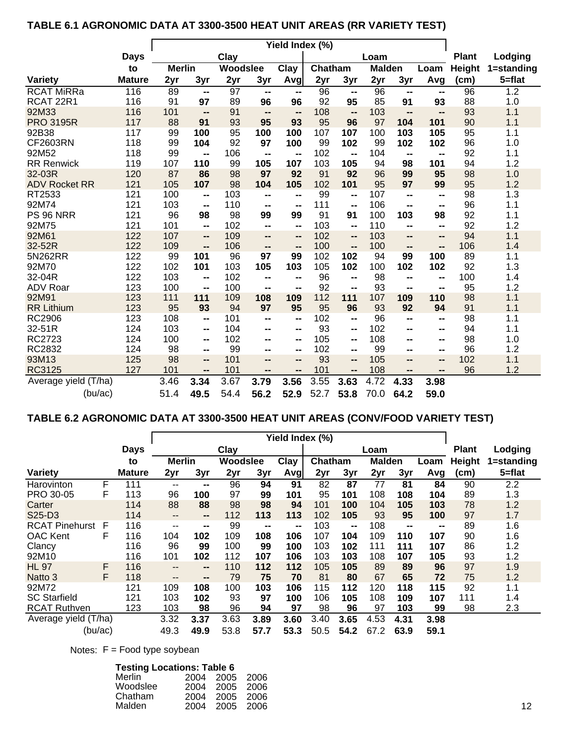### TABLE 6.1 AGRONOMIC DATA AT 3300-3500 HEAT UNIT AREAS (RR VARIETY TEST)

| | Days | Yield Index (%) | | | | | | | | | | Plant | Lodging |
|---|---|---|---|---|---|---|---|---|---|---|---|---|---|
| | to | Clay | | | | | Loam | | | | | Height | 1=standing |
| | | Merlin | | Woodslee | | Clay | Chatham | | Malden | | Loam | | |
| Variety | Mature | 2yr | 3yr | 2yr | 3yr | Avg | 2yr | 3yr | 2yr | 3yr | Avg | (cm) | 5=flat |
| RCAT MiRRa | 116 | 89 | -- | 97 | -- | -- | 96 | -- | 96 | -- | -- | 96 | 1.2 |
| RCAT 22R1 | 116 | 91 | **97** | 89 | **96** | **96** | 92 | **95** | 85 | **91** | **93** | 88 | 1.0 |
| 92M33 | 116 | 101 | -- | 91 | -- | -- | 108 | -- | 103 | -- | -- | 93 | 1.1 |
| PRO 3195R | 117 | 88 | **91** | 93 | **95** | **93** | 95 | **96** | 97 | **104** | **101** | 90 | 1.1 |
| 92B38 | 117 | 99 | **100** | 95 | **100** | **100** | 107 | **107** | 100 | **103** | **105** | 95 | 1.1 |
| CF2603RN | 118 | 99 | **104** | 92 | **97** | **100** | 99 | **102** | 99 | **102** | **102** | 96 | 1.0 |
| 92M52 | 118 | 99 | -- | 106 | -- | -- | 102 | -- | 104 | -- | -- | 92 | 1.1 |
| RR Renwick | 119 | 107 | **110** | 99 | **105** | **107** | 103 | **105** | 94 | **98** | **101** | 94 | 1.2 |
| 32-03R | 120 | 87 | **86** | 98 | **97** | **92** | 91 | **92** | 96 | **99** | **95** | 98 | 1.0 |
| ADV Rocket RR | 121 | 105 | **107** | 98 | **104** | **105** | 102 | **101** | 95 | **97** | **99** | 95 | 1.2 |
| RT2533 | 121 | 100 | -- | 103 | -- | -- | 99 | -- | 107 | -- | -- | 98 | 1.3 |
| 92M74 | 121 | 103 | -- | 110 | -- | -- | 111 | -- | 106 | -- | -- | 96 | 1.1 |
| PS 96 NRR | 121 | 96 | **98** | 98 | **99** | **99** | 91 | **91** | 100 | **103** | **98** | 92 | 1.1 |
| 92M75 | 121 | 101 | -- | 102 | -- | -- | 103 | -- | 110 | -- | -- | 92 | 1.2 |
| 92M61 | 122 | 107 | -- | 109 | -- | -- | 102 | -- | 103 | -- | -- | 94 | 1.1 |
| 32-52R | 122 | 109 | -- | 106 | -- | -- | 100 | -- | 100 | -- | -- | 106 | 1.4 |
| 5N262RR | 122 | 99 | **101** | 96 | **97** | **99** | 102 | **102** | 94 | **99** | **100** | 89 | 1.1 |
| 92M70 | 122 | 102 | **101** | 103 | **105** | **103** | 105 | **102** | 100 | **102** | **102** | 92 | 1.3 |
| 32-04R | 122 | 103 | -- | 102 | -- | -- | 96 | -- | 98 | -- | -- | 100 | 1.4 |
| ADV Roar | 123 | 100 | -- | 100 | -- | -- | 92 | -- | 93 | -- | -- | 95 | 1.2 |
| 92M91 | 123 | 111 | **111** | 109 | **108** | **109** | 112 | **111** | 107 | **109** | **110** | 98 | 1.1 |
| RR Lithium | 123 | 95 | **93** | 94 | **97** | **95** | 95 | **96** | 93 | **92** | **94** | 91 | 1.1 |
| RC2906 | 123 | 108 | -- | 101 | -- | -- | 102 | -- | 96 | -- | -- | 98 | 1.1 |
| 32-51R | 124 | 103 | -- | 104 | -- | -- | 93 | -- | 102 | -- | -- | 94 | 1.1 |
| RC2723 | 124 | 100 | -- | 102 | -- | -- | 105 | -- | 108 | -- | -- | 98 | 1.0 |
| RC2832 | 124 | 98 | -- | 99 | -- | -- | 102 | -- | 99 | -- | -- | 96 | 1.2 |
| 93M13 | 125 | 98 | -- | 101 | -- | -- | 93 | -- | 105 | -- | -- | 102 | 1.1 |
| RC3125 | 127 | 101 | -- | 101 | -- | -- | 101 | -- | 108 | -- | -- | 96 | 1.2 |
| Average yield (T/ha) | | 3.46 | **3.34** | 3.67 | **3.79** | **3.56** | 3.55 | **3.63** | 4.72 | **4.33** | **3.98** | | |
| (bu/ac) | | 51.4 | **49.5** | 54.4 | **56.2** | **52.9** | 52.7 | **53.8** | 70.0 | **64.2** | **59.0** | | |

### TABLE 6.2 AGRONOMIC DATA AT 3300-3500 HEAT UNIT AREAS (CONV/FOOD VARIETY TEST)

| | | Days | Yield Index (%) | | | | | | | | | | Plant | Lodging |
|---|---|---|---|---|---|---|---|---|---|---|---|---|---|---|
| | | to | Clay | | | | | Loam | | | | | Height | 1=standing |
| | | | Merlin | | Woodslee | | Clay | Chatham | | Malden | | Loam | | |
| Variety | | Mature | 2yr | 3yr | 2yr | 3yr | Avg | 2yr | 3yr | 2yr | 3yr | Avg | (cm) | 5=flat |
| Harovinton | F | 111 | -- | -- | 96 | **94** | **91** | 82 | **87** | 77 | **81** | **84** | 90 | 2.2 |
| PRO 30-05 | F | 113 | 96 | **100** | 97 | **99** | **101** | 95 | **101** | 108 | **108** | **104** | 89 | 1.3 |
| Carter | | 114 | 88 | **88** | 98 | **98** | **94** | 101 | **100** | 104 | **105** | **103** | 78 | 1.2 |
| S25-D3 | | 114 | -- | -- | 112 | **113** | **113** | 102 | **105** | 93 | **95** | **100** | 97 | 1.7 |
| RCAT Pinehurst | F | 116 | -- | -- | 99 | -- | -- | 103 | -- | 108 | -- | -- | 89 | 1.6 |
| OAC Kent | F | 116 | 104 | **102** | 109 | **108** | **106** | 107 | **104** | 109 | **110** | **107** | 90 | 1.6 |
| Clancy | | 116 | 96 | **99** | 100 | **99** | **100** | 103 | **102** | 111 | **111** | **107** | 86 | 1.2 |
| 92M10 | | 116 | 101 | **102** | 112 | **107** | **106** | 103 | **103** | 108 | **107** | **105** | 93 | 1.2 |
| HL 97 | F | 116 | -- | -- | 110 | **112** | **112** | 105 | **105** | 89 | **89** | **96** | 97 | 1.9 |
| Natto 3 | F | 118 | -- | -- | 79 | **75** | **70** | 81 | **80** | 67 | **65** | **72** | 75 | 1.2 |
| 92M72 | | 121 | 109 | **108** | 100 | **103** | **106** | 115 | **112** | 120 | **118** | **115** | 92 | 1.1 |
| SC Starfield | | 121 | 103 | **102** | 93 | **97** | **100** | 106 | **105** | 108 | **109** | **107** | 111 | 1.4 |
| RCAT Ruthven | | 123 | 103 | **98** | 96 | **94** | **97** | 98 | **96** | 97 | **103** | **99** | 98 | 2.3 |
| Average yield (T/ha) | | | 3.32 | **3.37** | 3.63 | **3.89** | **3.60** | 3.40 | **3.65** | 4.53 | **4.31** | **3.98** | | |
| (bu/ac) | | | 49.3 | **49.9** | 53.8 | **57.7** | **53.3** | 50.5 | **54.2** | 67.2 | **63.9** | **59.1** | | |

Notes: F = Food type soybean

**Testing Locations: Table 6**

| | | | |
|---|---|---|---|
| Merlin | 2004 | 2005 | 2006 |
| Woodslee | 2004 | 2005 | 2006 |
| Chatham | 2004 | 2005 | 2006 |
| Malden | 2004 | 2005 | 2006 |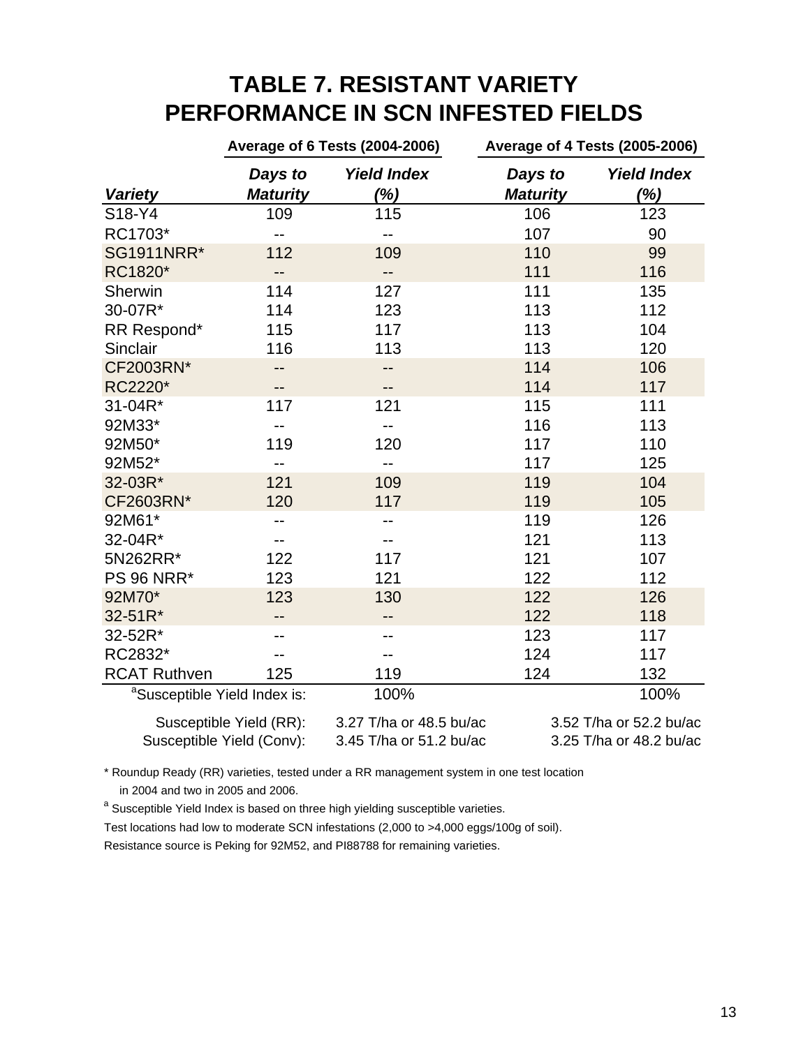# TABLE 7. RESISTANT VARIETY PERFORMANCE IN SCN INFESTED FIELDS

| | Average of 6 Tests (2004-2006) | | Average of 4 Tests (2005-2006) | |
|---|---|---|---|---|
| ***Variety*** | ***Days to Maturity*** | ***Yield Index (%)*** | ***Days to Maturity*** | ***Yield Index (%)*** |
| S18-Y4 | 109 | 115 | 106 | 123 |
| RC1703* | -- | -- | 107 | 90 |
| SG1911NRR* | 112 | 109 | 110 | 99 |
| RC1820* | -- | -- | 111 | 116 |
| Sherwin | 114 | 127 | 111 | 135 |
| 30-07R* | 114 | 123 | 113 | 112 |
| RR Respond* | 115 | 117 | 113 | 104 |
| Sinclair | 116 | 113 | 113 | 120 |
| CF2003RN* | -- | -- | 114 | 106 |
| RC2220* | -- | -- | 114 | 117 |
| 31-04R* | 117 | 121 | 115 | 111 |
| 92M33* | -- | -- | 116 | 113 |
| 92M50* | 119 | 120 | 117 | 110 |
| 92M52* | -- | -- | 117 | 125 |
| 32-03R* | 121 | 109 | 119 | 104 |
| CF2603RN* | 120 | 117 | 119 | 105 |
| 92M61* | -- | -- | 119 | 126 |
| 32-04R* | -- | -- | 121 | 113 |
| 5N262RR* | 122 | 117 | 121 | 107 |
| PS 96 NRR* | 123 | 121 | 122 | 112 |
| 92M70* | 123 | 130 | 122 | 126 |
| 32-51R* | -- | -- | 122 | 118 |
| 32-52R* | -- | -- | 123 | 117 |
| RC2832* | -- | -- | 124 | 117 |
| RCAT Ruthven | 125 | 119 | 124 | 132 |
| [a]Susceptible Yield Index is: | | 100% | | 100% |
| Susceptible Yield (RR): | | 3.27 T/ha or 48.5 bu/ac | | 3.52 T/ha or 52.2 bu/ac |
| Susceptible Yield (Conv): | | 3.45 T/ha or 51.2 bu/ac | | 3.25 T/ha or 48.2 bu/ac |

* Roundup Ready (RR) varieties, tested under a RR management system in one test location in 2004 and two in 2005 and 2006.

[a] Susceptible Yield Index is based on three high yielding susceptible varieties.

Test locations had low to moderate SCN infestations (2,000 to >4,000 eggs/100g of soil).

Resistance source is Peking for 92M52, and PI88788 for remaining varieties.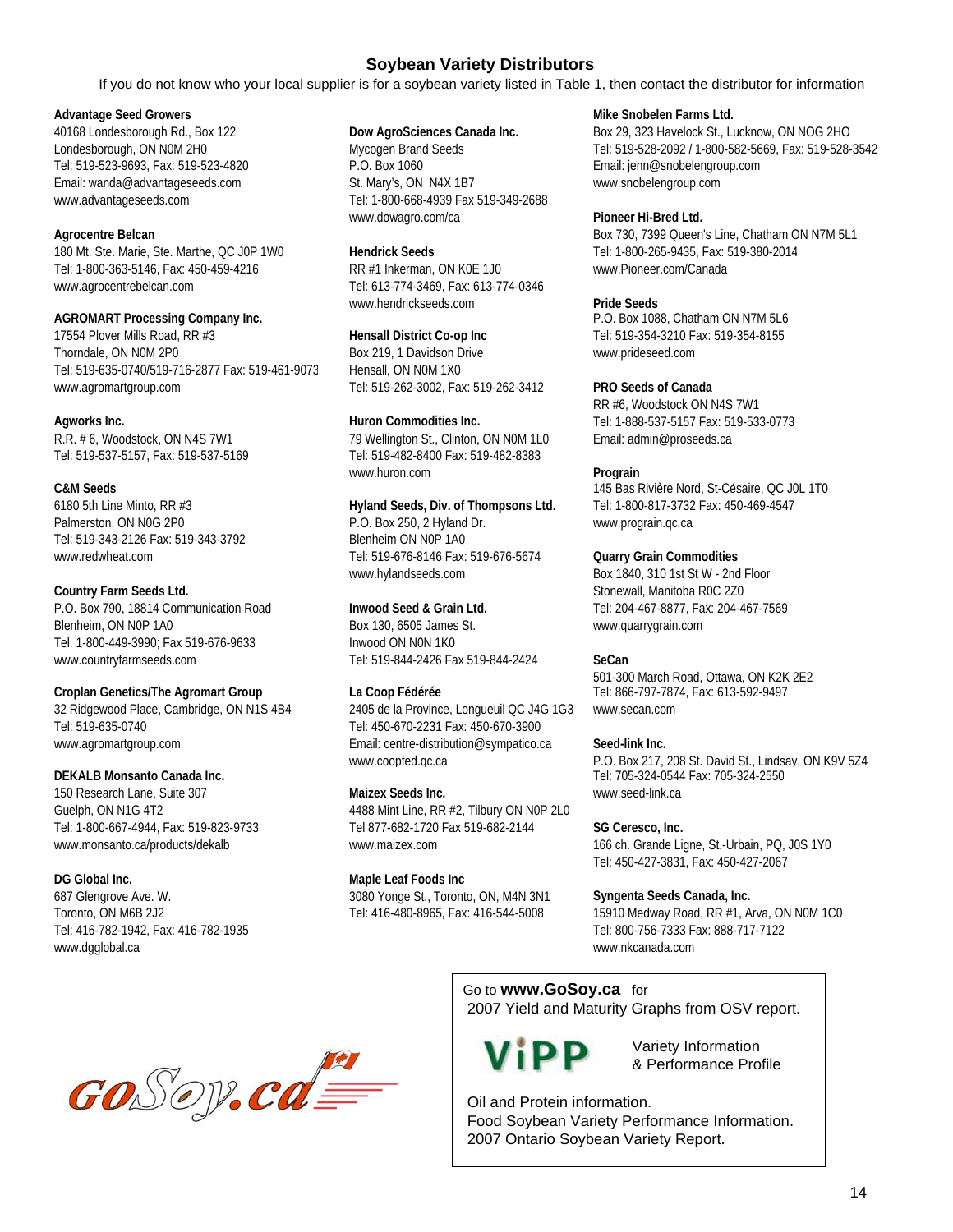## Soybean Variety Distributors

If you do not know who your local supplier is for a soybean variety listed in Table 1, then contact the distributor for information

**Advantage Seed Growers**
40168 Londesborough Rd., Box 122
Londesborough, ON N0M 2H0
Tel: 519-523-9693, Fax: 519-523-4820
Email: wanda@advantageseeds.com
www.advantageseeds.com

**Agrocentre Belcan**
180 Mt. Ste. Marie, Ste. Marthe, QC J0P 1W0
Tel: 1-800-363-5146, Fax: 450-459-4216
www.agrocentrebelcan.com

**AGROMART Processing Company Inc.**
17554 Plover Mills Road, RR #3
Thorndale, ON N0M 2P0
Tel: 519-635-0740/519-716-2877 Fax: 519-461-9073
www.agromartgroup.com

**Agworks Inc.**
R.R. # 6, Woodstock, ON N4S 7W1
Tel: 519-537-5157, Fax: 519-537-5169

**C&M Seeds**
6180 5th Line Minto, RR #3
Palmerston, ON N0G 2P0
Tel: 519-343-2126 Fax: 519-343-3792
www.redwheat.com

**Country Farm Seeds Ltd.**
P.O. Box 790, 18814 Communication Road
Blenheim, ON N0P 1A0
Tel. 1-800-449-3990; Fax 519-676-9633
www.countryfarmseeds.com

**Croplan Genetics/The Agromart Group**
32 Ridgewood Place, Cambridge, ON N1S 4B4
Tel: 519-635-0740
www.agromartgroup.com

**DEKALB Monsanto Canada Inc.**
150 Research Lane, Suite 307
Guelph, ON N1G 4T2
Tel: 1-800-667-4944, Fax: 519-823-9733
www.monsanto.ca/products/dekalb

**DG Global Inc.**
687 Glengrove Ave. W.
Toronto, ON M6B 2J2
Tel: 416-782-1942, Fax: 416-782-1935
www.dgglobal.ca

**Dow AgroSciences Canada Inc.**
Mycogen Brand Seeds
P.O. Box 1060
St. Mary's, ON N4X 1B7
Tel: 1-800-668-4939 Fax 519-349-2688
www.dowagro.com/ca

**Hendrick Seeds**
RR #1 Inkerman, ON K0E 1J0
Tel: 613-774-3469, Fax: 613-774-0346
www.hendrickseeds.com

**Hensall District Co-op Inc**
Box 219, 1 Davidson Drive
Hensall, ON N0M 1X0
Tel: 519-262-3002, Fax: 519-262-3412

**Huron Commodities Inc.**
79 Wellington St., Clinton, ON N0M 1L0
Tel: 519-482-8400 Fax: 519-482-8383
www.huron.com

**Hyland Seeds, Div. of Thompsons Ltd.**
P.O. Box 250, 2 Hyland Dr.
Blenheim ON N0P 1A0
Tel: 519-676-8146 Fax: 519-676-5674
www.hylandseeds.com

**Inwood Seed & Grain Ltd.**
Box 130, 6505 James St.
Inwood ON N0N 1K0
Tel: 519-844-2426 Fax 519-844-2424

**La Coop Fédérée**
2405 de la Province, Longueuil QC J4G 1G3
Tel: 450-670-2231 Fax: 450-670-3900
Email: centre-distribution@sympatico.ca
www.coopfed.qc.ca

**Maizex Seeds Inc.**
4488 Mint Line, RR #2, Tilbury ON N0P 2L0
Tel 877-682-1720 Fax 519-682-2144
www.maizex.com

**Maple Leaf Foods Inc**
3080 Yonge St., Toronto, ON, M4N 3N1
Tel: 416-480-8965, Fax: 416-544-5008

**Mike Snobelen Farms Ltd.**
Box 29, 323 Havelock St., Lucknow, ON NOG 2HO
Tel: 519-528-2092 / 1-800-582-5669, Fax: 519-528-3542
Email: jenn@snobelengroup.com
www.snobelengroup.com

**Pioneer Hi-Bred Ltd.**
Box 730, 7399 Queen's Line, Chatham ON N7M 5L1
Tel: 1-800-265-9435, Fax: 519-380-2014
www.Pioneer.com/Canada

**Pride Seeds**
P.O. Box 1088, Chatham ON N7M 5L6
Tel: 519-354-3210 Fax: 519-354-8155
www.prideseed.com

**PRO Seeds of Canada**
RR #6, Woodstock ON N4S 7W1
Tel: 1-888-537-5157 Fax: 519-533-0773
Email: admin@proseeds.ca

**Prograin**
145 Bas Rivière Nord, St-Césaire, QC J0L 1T0
Tel: 1-800-817-3732 Fax: 450-469-4547
www.prograin.qc.ca

**Quarry Grain Commodities**
Box 1840, 310 1st St W - 2nd Floor
Stonewall, Manitoba R0C 2Z0
Tel: 204-467-8877, Fax: 204-467-7569
www.quarrygrain.com

**SeCan**
501-3077 March Road, Ottawa, ON K2K 2E2
Tel: 866-797-7874, Fax: 613-592-9497
www.secan.com

**Seed-link Inc.**
P.O. Box 217, 208 St. David St., Lindsay, ON K9V 5Z4
Tel: 705-324-0544 Fax: 705-324-2550
www.seed-link.ca

**SG Ceresco, Inc.**
166 ch. Grande Ligne, St.-Urbain, PQ, J0S 1Y0
Tel: 450-427-3831, Fax: 450-427-2067

**Syngenta Seeds Canada, Inc.**
15910 Medway Road, RR #1, Arva, ON N0M 1C0
Tel: 800-756-7333 Fax: 888-717-7122
www.nkcanada.com

GoSoy.ca

Go to **www.GoSoy.ca** for
2007 Yield and Maturity Graphs from OSV report.

ViPP — Variety Information & Performance Profile

Oil and Protein information.
Food Soybean Variety Performance Information.
2007 Ontario Soybean Variety Report.